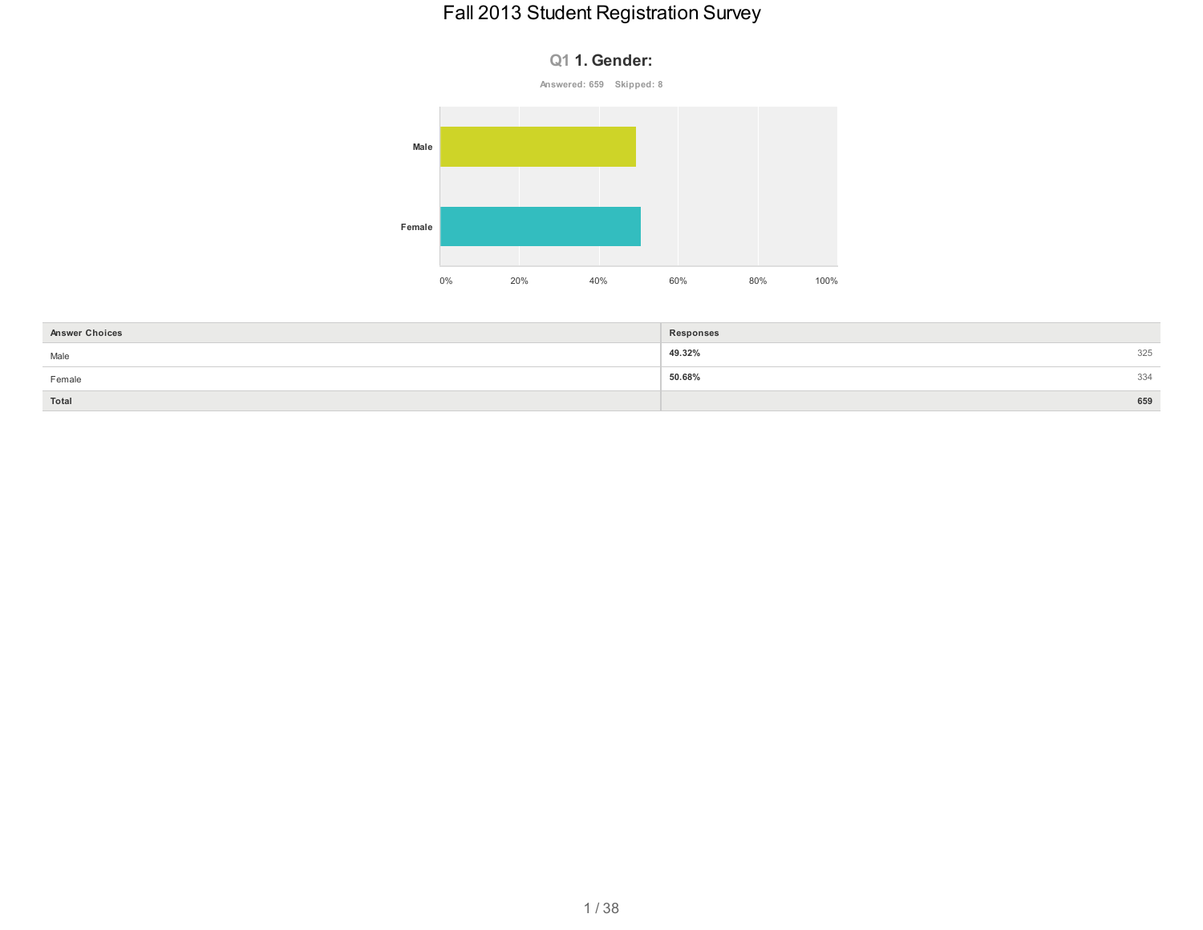# Fall 2013 Student Registration Survey

## Q1 1. Gender:

Answered: 659 Skipped: 8

| Answer Choices | Responses | |
|---|---|---|
| Male | **49.32%** | 325 |
| Female | **50.68%** | 334 |
| **Total** | | **659** |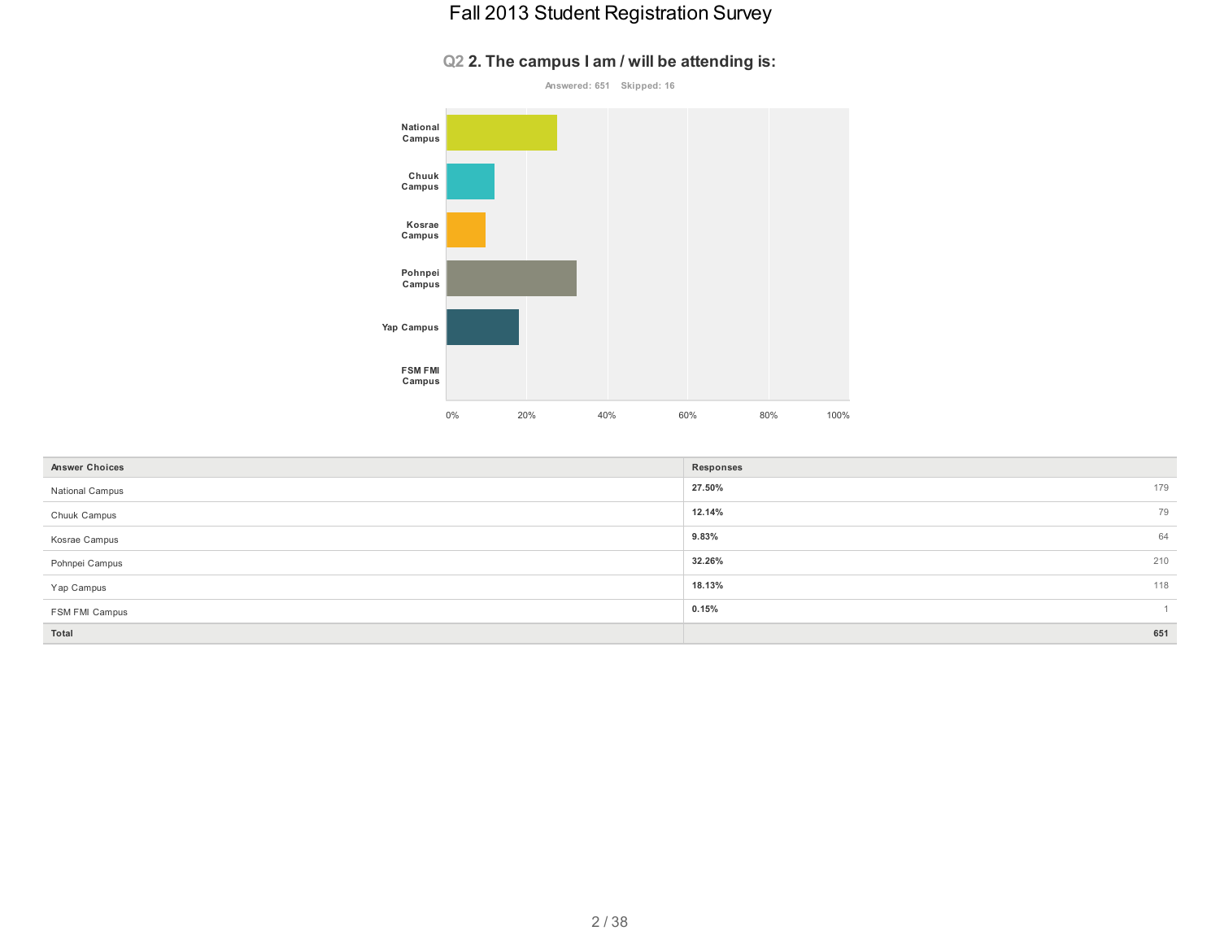# Fall 2013 Student Registration Survey

## Q2 2. The campus I am / will be attending is:

Answered: 651 Skipped: 16

| Answer Choices | Responses | |
|---|---|---|
| National Campus | 27.50% | 179 |
| Chuuk Campus | 12.14% | 79 |
| Kosrae Campus | 9.83% | 64 |
| Pohnpei Campus | 32.26% | 210 |
| Yap Campus | 18.13% | 118 |
| FSM FMI Campus | 0.15% | 1 |
| **Total** | | **651** |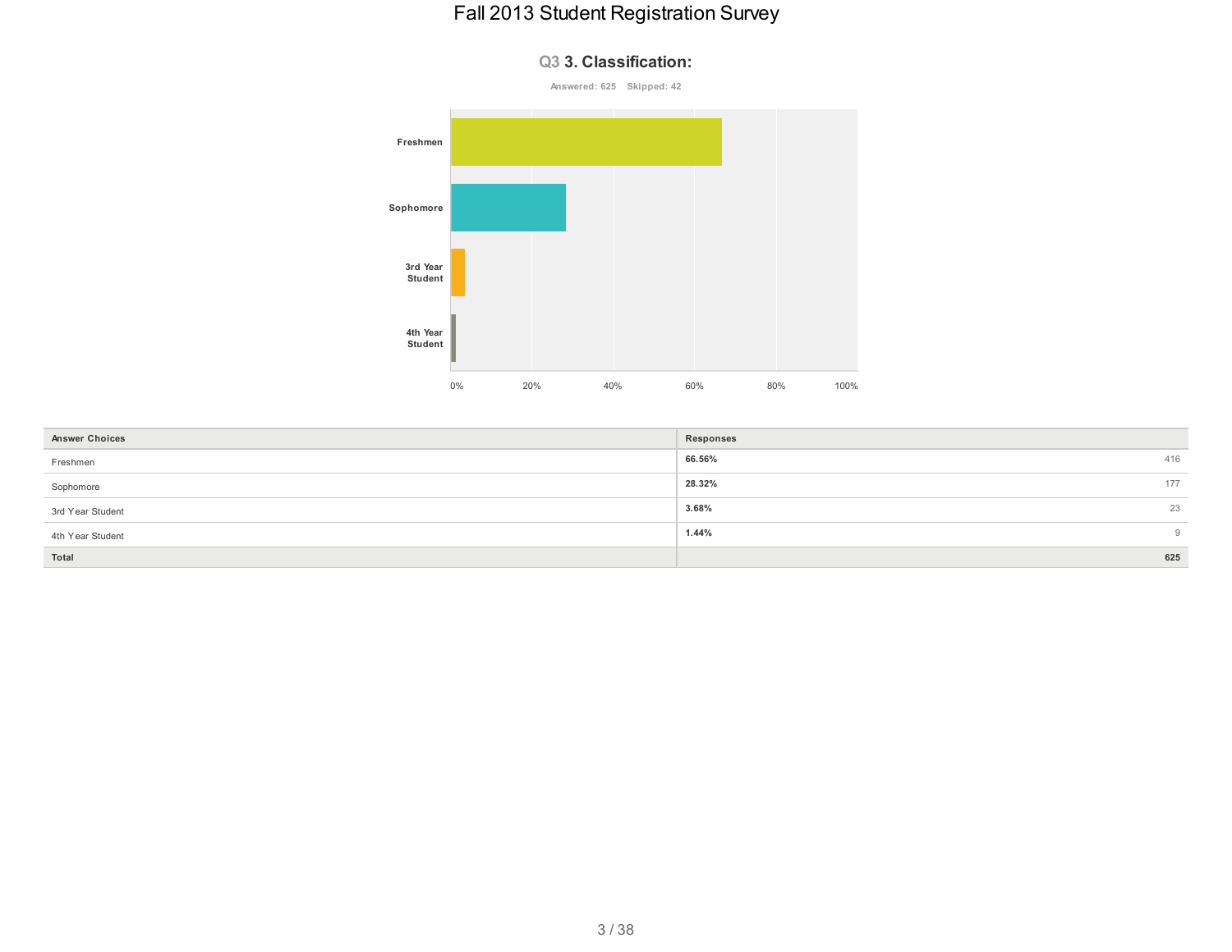# Fall 2013 Student Registration Survey

## Q3 3. Classification:

Answered: 625 Skipped: 42

| Answer Choices | Responses | |
|---|---|---|
| Freshmen | 66.56% | 416 |
| Sophomore | 28.32% | 177 |
| 3rd Year Student | 3.68% | 23 |
| 4th Year Student | 1.44% | 9 |
| Total | | 625 |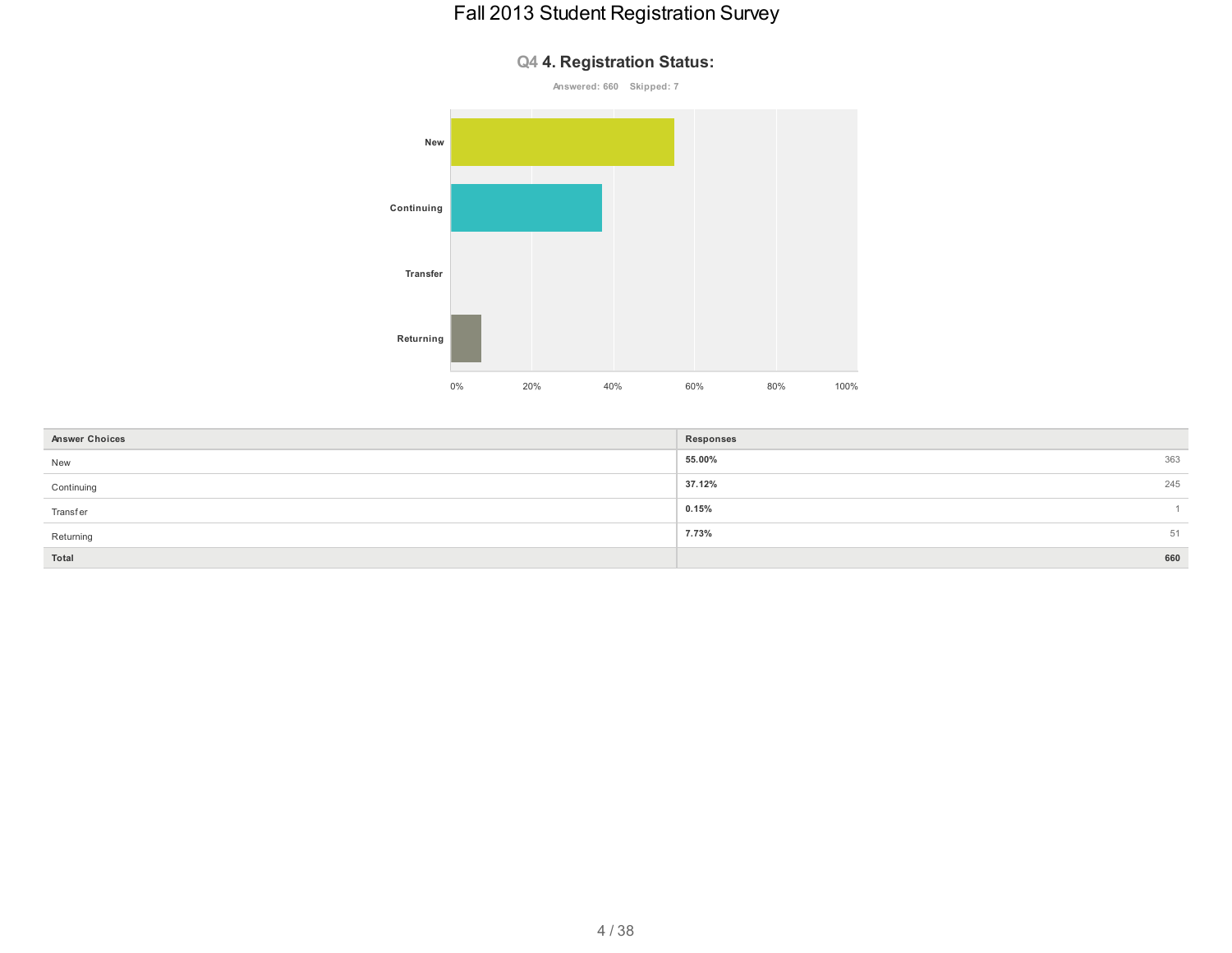## Q4 4. Registration Status:

Answered: 660 Skipped: 7

| Answer Choices | Responses | |
|---|---|---|
| New | **55.00%** | 363 |
| Continuing | **37.12%** | 245 |
| Transfer | **0.15%** | 1 |
| Returning | **7.73%** | 51 |
| **Total** | | **660** |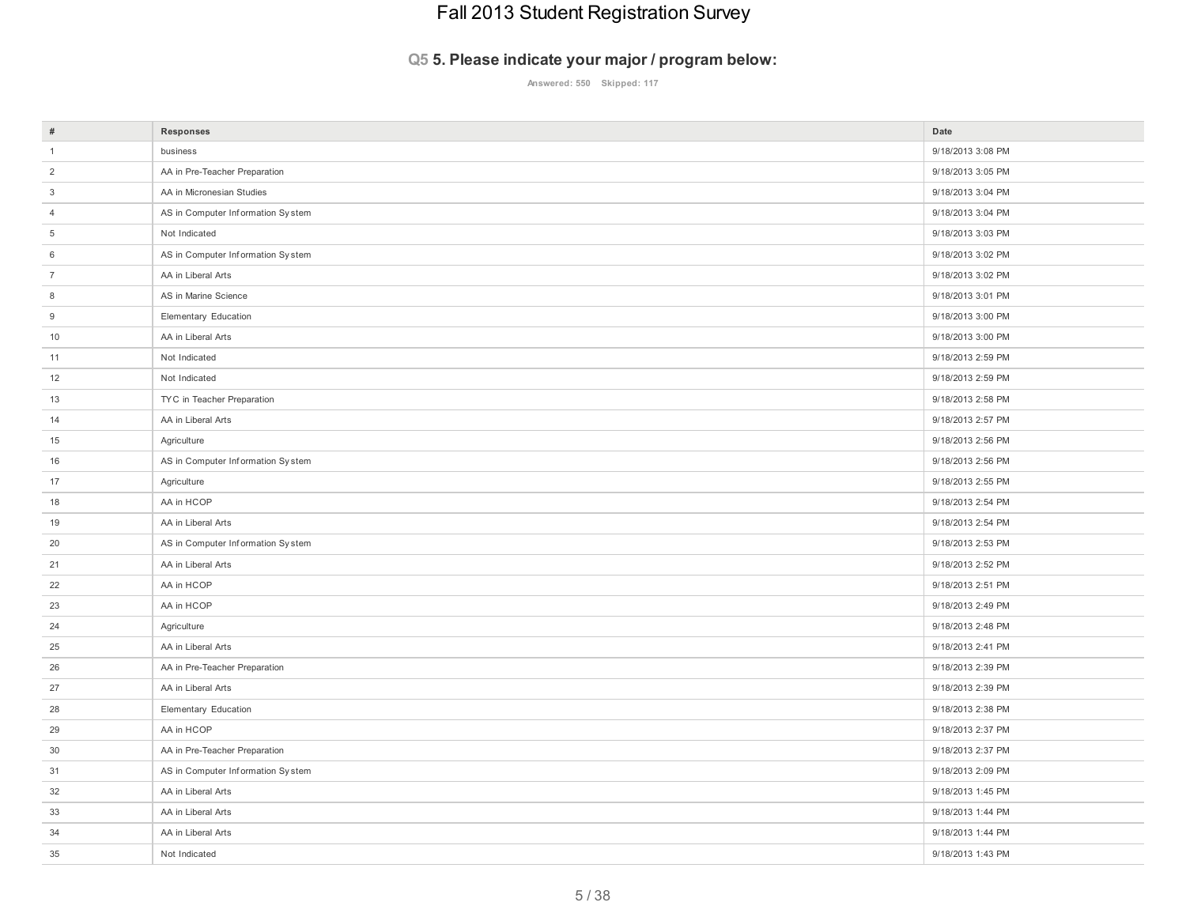## Q5 5. Please indicate your major / program below:

Answered: 550 Skipped: 117

| # | Responses | Date |
|---|---|---|
| 1 | business | 9/18/2013 3:08 PM |
| 2 | AA in Pre-Teacher Preparation | 9/18/2013 3:05 PM |
| 3 | AA in Micronesian Studies | 9/18/2013 3:04 PM |
| 4 | AS in Computer Information System | 9/18/2013 3:04 PM |
| 5 | Not Indicated | 9/18/2013 3:03 PM |
| 6 | AS in Computer Information System | 9/18/2013 3:02 PM |
| 7 | AA in Liberal Arts | 9/18/2013 3:02 PM |
| 8 | AS in Marine Science | 9/18/2013 3:01 PM |
| 9 | Elementary Education | 9/18/2013 3:00 PM |
| 10 | AA in Liberal Arts | 9/18/2013 3:00 PM |
| 11 | Not Indicated | 9/18/2013 2:59 PM |
| 12 | Not Indicated | 9/18/2013 2:59 PM |
| 13 | TYC in Teacher Preparation | 9/18/2013 2:58 PM |
| 14 | AA in Liberal Arts | 9/18/2013 2:57 PM |
| 15 | Agriculture | 9/18/2013 2:56 PM |
| 16 | AS in Computer Information System | 9/18/2013 2:56 PM |
| 17 | Agriculture | 9/18/2013 2:55 PM |
| 18 | AA in HCOP | 9/18/2013 2:54 PM |
| 19 | AA in Liberal Arts | 9/18/2013 2:54 PM |
| 20 | AS in Computer Information System | 9/18/2013 2:53 PM |
| 21 | AA in Liberal Arts | 9/18/2013 2:52 PM |
| 22 | AA in HCOP | 9/18/2013 2:51 PM |
| 23 | AA in HCOP | 9/18/2013 2:49 PM |
| 24 | Agriculture | 9/18/2013 2:48 PM |
| 25 | AA in Liberal Arts | 9/18/2013 2:41 PM |
| 26 | AA in Pre-Teacher Preparation | 9/18/2013 2:39 PM |
| 27 | AA in Liberal Arts | 9/18/2013 2:39 PM |
| 28 | Elementary Education | 9/18/2013 2:38 PM |
| 29 | AA in HCOP | 9/18/2013 2:37 PM |
| 30 | AA in Pre-Teacher Preparation | 9/18/2013 2:37 PM |
| 31 | AS in Computer Information System | 9/18/2013 2:09 PM |
| 32 | AA in Liberal Arts | 9/18/2013 1:45 PM |
| 33 | AA in Liberal Arts | 9/18/2013 1:44 PM |
| 34 | AA in Liberal Arts | 9/18/2013 1:44 PM |
| 35 | Not Indicated | 9/18/2013 1:43 PM |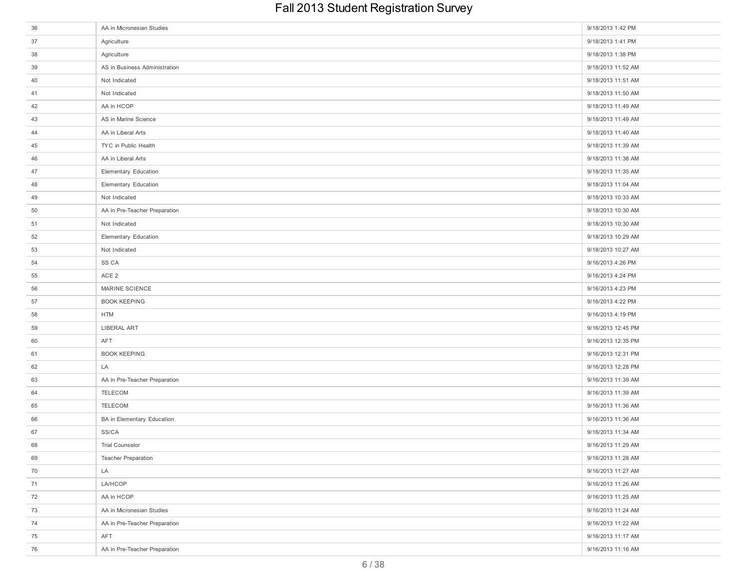| | | |
|---|---|---|
| 36 | AA in Micronesian Studies | 9/18/2013 1:42 PM |
| 37 | Agriculture | 9/18/2013 1:41 PM |
| 38 | Agriculture | 9/18/2013 1:38 PM |
| 39 | AS in Business Administration | 9/18/2013 11:52 AM |
| 40 | Not Indicated | 9/18/2013 11:51 AM |
| 41 | Not Indicated | 9/18/2013 11:50 AM |
| 42 | AA in HCOP | 9/18/2013 11:49 AM |
| 43 | AS in Marine Science | 9/18/2013 11:49 AM |
| 44 | AA in Liberal Arts | 9/18/2013 11:40 AM |
| 45 | TYC in Public Health | 9/18/2013 11:39 AM |
| 46 | AA in Liberal Arts | 9/18/2013 11:38 AM |
| 47 | Elementary Education | 9/18/2013 11:35 AM |
| 48 | Elementary Education | 9/18/2013 11:04 AM |
| 49 | Not Indicated | 9/18/2013 10:33 AM |
| 50 | AA in Pre-Teacher Preparation | 9/18/2013 10:30 AM |
| 51 | Not Indicated | 9/18/2013 10:30 AM |
| 52 | Elementary Education | 9/18/2013 10:29 AM |
| 53 | Not Indicated | 9/18/2013 10:27 AM |
| 54 | SS CA | 9/16/2013 4:26 PM |
| 55 | ACE 2 | 9/16/2013 4:24 PM |
| 56 | MARINE SCIENCE | 9/16/2013 4:23 PM |
| 57 | BOOK KEEPING | 9/16/2013 4:22 PM |
| 58 | HTM | 9/16/2013 4:19 PM |
| 59 | LIBERAL ART | 9/16/2013 12:45 PM |
| 60 | AFT | 9/16/2013 12:35 PM |
| 61 | BOOK KEEPING | 9/16/2013 12:31 PM |
| 62 | LA | 9/16/2013 12:28 PM |
| 63 | AA in Pre-Teacher Preparation | 9/16/2013 11:39 AM |
| 64 | TELECOM | 9/16/2013 11:39 AM |
| 65 | TELECOM | 9/16/2013 11:36 AM |
| 66 | BA in Elementary Education | 9/16/2013 11:36 AM |
| 67 | SS/CA | 9/16/2013 11:34 AM |
| 68 | Trial Counselor | 9/16/2013 11:29 AM |
| 69 | Teacher Preparation | 9/16/2013 11:28 AM |
| 70 | LA | 9/16/2013 11:27 AM |
| 71 | LA/HCOP | 9/16/2013 11:26 AM |
| 72 | AA in HCOP | 9/16/2013 11:25 AM |
| 73 | AA in Micronesian Studies | 9/16/2013 11:24 AM |
| 74 | AA in Pre-Teacher Preparation | 9/16/2013 11:22 AM |
| 75 | AFT | 9/16/2013 11:17 AM |
| 76 | AA in Pre-Teacher Preparation | 9/16/2013 11:16 AM |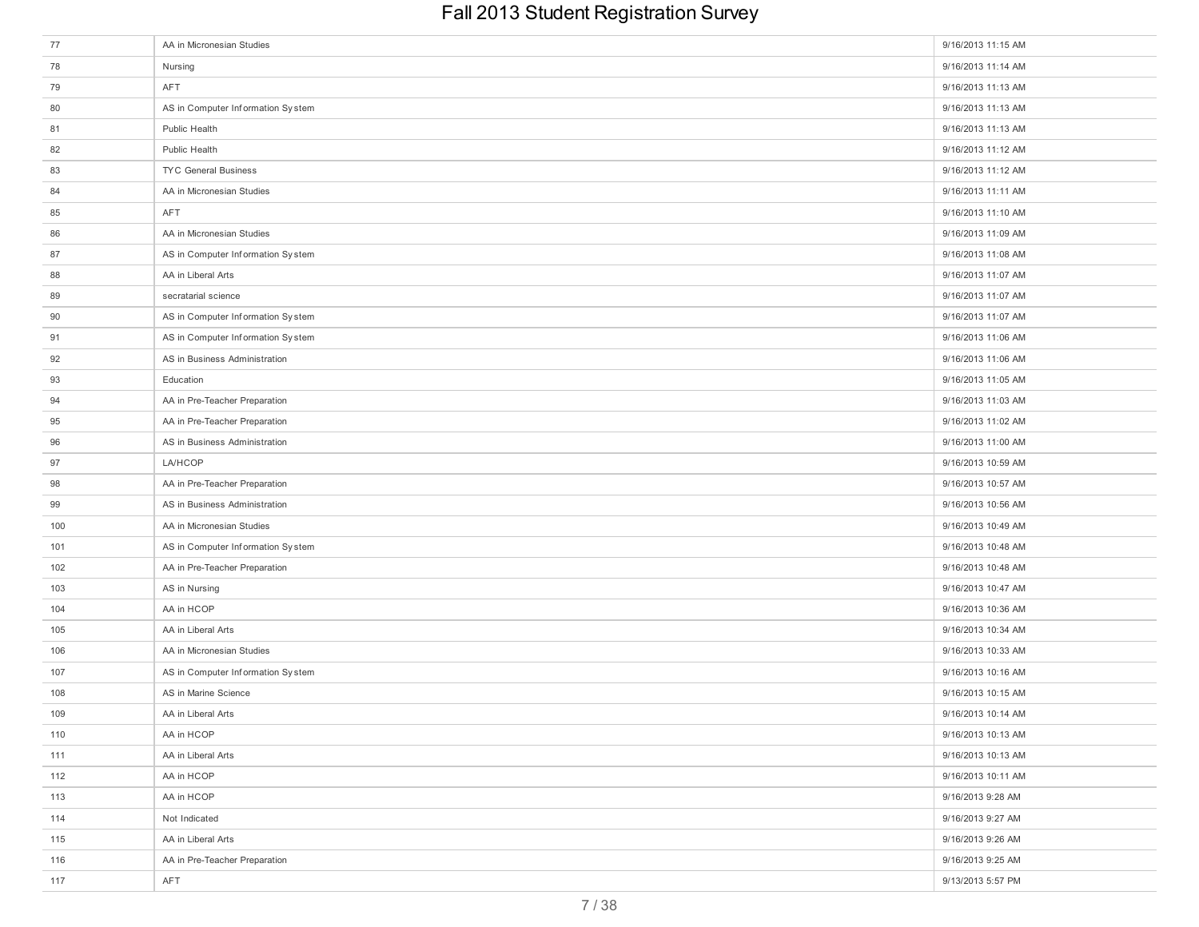| | | |
|---|---|---|
| 77 | AA in Micronesian Studies | 9/16/2013 11:15 AM |
| 78 | Nursing | 9/16/2013 11:14 AM |
| 79 | AFT | 9/16/2013 11:13 AM |
| 80 | AS in Computer Information System | 9/16/2013 11:13 AM |
| 81 | Public Health | 9/16/2013 11:13 AM |
| 82 | Public Health | 9/16/2013 11:12 AM |
| 83 | TYC General Business | 9/16/2013 11:12 AM |
| 84 | AA in Micronesian Studies | 9/16/2013 11:11 AM |
| 85 | AFT | 9/16/2013 11:10 AM |
| 86 | AA in Micronesian Studies | 9/16/2013 11:09 AM |
| 87 | AS in Computer Information System | 9/16/2013 11:08 AM |
| 88 | AA in Liberal Arts | 9/16/2013 11:07 AM |
| 89 | secratarial science | 9/16/2013 11:07 AM |
| 90 | AS in Computer Information System | 9/16/2013 11:07 AM |
| 91 | AS in Computer Information System | 9/16/2013 11:06 AM |
| 92 | AS in Business Administration | 9/16/2013 11:06 AM |
| 93 | Education | 9/16/2013 11:05 AM |
| 94 | AA in Pre-Teacher Preparation | 9/16/2013 11:03 AM |
| 95 | AA in Pre-Teacher Preparation | 9/16/2013 11:02 AM |
| 96 | AS in Business Administration | 9/16/2013 11:00 AM |
| 97 | LA/HCOP | 9/16/2013 10:59 AM |
| 98 | AA in Pre-Teacher Preparation | 9/16/2013 10:57 AM |
| 99 | AS in Business Administration | 9/16/2013 10:56 AM |
| 100 | AA in Micronesian Studies | 9/16/2013 10:49 AM |
| 101 | AS in Computer Information System | 9/16/2013 10:48 AM |
| 102 | AA in Pre-Teacher Preparation | 9/16/2013 10:48 AM |
| 103 | AS in Nursing | 9/16/2013 10:47 AM |
| 104 | AA in HCOP | 9/16/2013 10:36 AM |
| 105 | AA in Liberal Arts | 9/16/2013 10:34 AM |
| 106 | AA in Micronesian Studies | 9/16/2013 10:33 AM |
| 107 | AS in Computer Information System | 9/16/2013 10:16 AM |
| 108 | AS in Marine Science | 9/16/2013 10:15 AM |
| 109 | AA in Liberal Arts | 9/16/2013 10:14 AM |
| 110 | AA in HCOP | 9/16/2013 10:13 AM |
| 111 | AA in Liberal Arts | 9/16/2013 10:13 AM |
| 112 | AA in HCOP | 9/16/2013 10:11 AM |
| 113 | AA in HCOP | 9/16/2013 9:28 AM |
| 114 | Not Indicated | 9/16/2013 9:27 AM |
| 115 | AA in Liberal Arts | 9/16/2013 9:26 AM |
| 116 | AA in Pre-Teacher Preparation | 9/16/2013 9:25 AM |
| 117 | AFT | 9/13/2013 5:57 PM |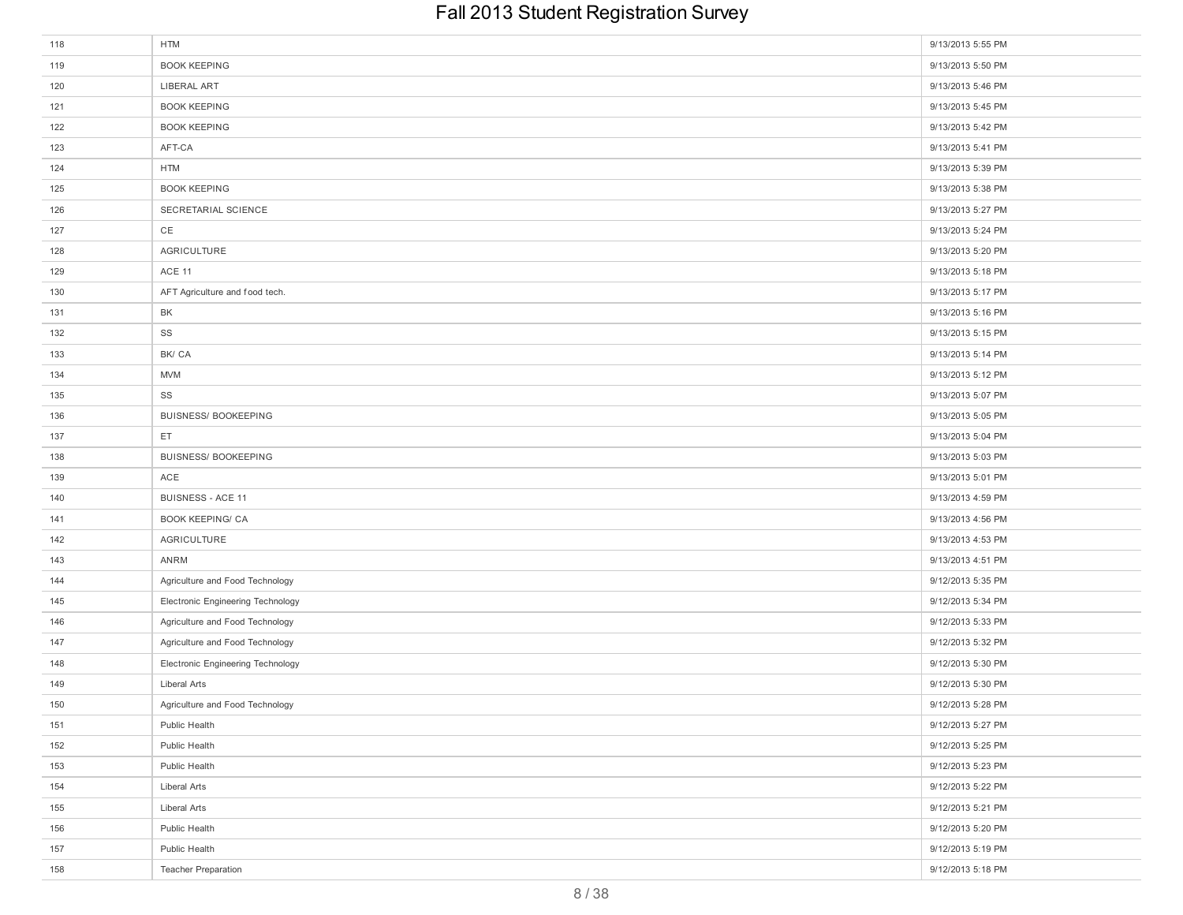# Fall 2013 Student Registration Survey

| | | |
|---|---|---|
| 118 | HTM | 9/13/2013 5:55 PM |
| 119 | BOOK KEEPING | 9/13/2013 5:50 PM |
| 120 | LIBERAL ART | 9/13/2013 5:46 PM |
| 121 | BOOK KEEPING | 9/13/2013 5:45 PM |
| 122 | BOOK KEEPING | 9/13/2013 5:42 PM |
| 123 | AFT-CA | 9/13/2013 5:41 PM |
| 124 | HTM | 9/13/2013 5:39 PM |
| 125 | BOOK KEEPING | 9/13/2013 5:38 PM |
| 126 | SECRETARIAL SCIENCE | 9/13/2013 5:27 PM |
| 127 | CE | 9/13/2013 5:24 PM |
| 128 | AGRICULTURE | 9/13/2013 5:20 PM |
| 129 | ACE 11 | 9/13/2013 5:18 PM |
| 130 | AFT Agriculture and food tech. | 9/13/2013 5:17 PM |
| 131 | BK | 9/13/2013 5:16 PM |
| 132 | SS | 9/13/2013 5:15 PM |
| 133 | BK/ CA | 9/13/2013 5:14 PM |
| 134 | MVM | 9/13/2013 5:12 PM |
| 135 | SS | 9/13/2013 5:07 PM |
| 136 | BUISNESS/ BOOKEEPING | 9/13/2013 5:05 PM |
| 137 | ET | 9/13/2013 5:04 PM |
| 138 | BUISNESS/ BOOKEEPING | 9/13/2013 5:03 PM |
| 139 | ACE | 9/13/2013 5:01 PM |
| 140 | BUISNESS - ACE 11 | 9/13/2013 4:59 PM |
| 141 | BOOK KEEPING/ CA | 9/13/2013 4:56 PM |
| 142 | AGRICULTURE | 9/13/2013 4:53 PM |
| 143 | ANRM | 9/13/2013 4:51 PM |
| 144 | Agriculture and Food Technology | 9/12/2013 5:35 PM |
| 145 | Electronic Engineering Technology | 9/12/2013 5:34 PM |
| 146 | Agriculture and Food Technology | 9/12/2013 5:33 PM |
| 147 | Agriculture and Food Technology | 9/12/2013 5:32 PM |
| 148 | Electronic Engineering Technology | 9/12/2013 5:30 PM |
| 149 | Liberal Arts | 9/12/2013 5:30 PM |
| 150 | Agriculture and Food Technology | 9/12/2013 5:28 PM |
| 151 | Public Health | 9/12/2013 5:27 PM |
| 152 | Public Health | 9/12/2013 5:25 PM |
| 153 | Public Health | 9/12/2013 5:23 PM |
| 154 | Liberal Arts | 9/12/2013 5:22 PM |
| 155 | Liberal Arts | 9/12/2013 5:21 PM |
| 156 | Public Health | 9/12/2013 5:20 PM |
| 157 | Public Health | 9/12/2013 5:19 PM |
| 158 | Teacher Preparation | 9/12/2013 5:18 PM |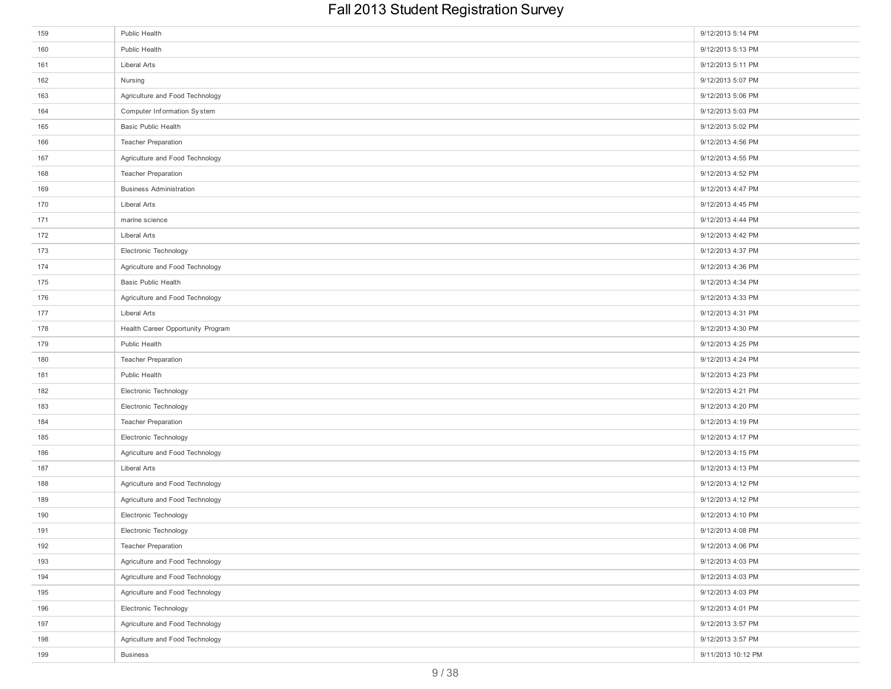| | | |
|---|---|---|
| 159 | Public Health | 9/12/2013 5:14 PM |
| 160 | Public Health | 9/12/2013 5:13 PM |
| 161 | Liberal Arts | 9/12/2013 5:11 PM |
| 162 | Nursing | 9/12/2013 5:07 PM |
| 163 | Agriculture and Food Technology | 9/12/2013 5:06 PM |
| 164 | Computer Information System | 9/12/2013 5:03 PM |
| 165 | Basic Public Health | 9/12/2013 5:02 PM |
| 166 | Teacher Preparation | 9/12/2013 4:56 PM |
| 167 | Agriculture and Food Technology | 9/12/2013 4:55 PM |
| 168 | Teacher Preparation | 9/12/2013 4:52 PM |
| 169 | Business Administration | 9/12/2013 4:47 PM |
| 170 | Liberal Arts | 9/12/2013 4:45 PM |
| 171 | marine science | 9/12/2013 4:44 PM |
| 172 | Liberal Arts | 9/12/2013 4:42 PM |
| 173 | Electronic Technology | 9/12/2013 4:37 PM |
| 174 | Agriculture and Food Technology | 9/12/2013 4:36 PM |
| 175 | Basic Public Health | 9/12/2013 4:34 PM |
| 176 | Agriculture and Food Technology | 9/12/2013 4:33 PM |
| 177 | Liberal Arts | 9/12/2013 4:31 PM |
| 178 | Health Career Opportunity Program | 9/12/2013 4:30 PM |
| 179 | Public Health | 9/12/2013 4:25 PM |
| 180 | Teacher Preparation | 9/12/2013 4:24 PM |
| 181 | Public Health | 9/12/2013 4:23 PM |
| 182 | Electronic Technology | 9/12/2013 4:21 PM |
| 183 | Electronic Technology | 9/12/2013 4:20 PM |
| 184 | Teacher Preparation | 9/12/2013 4:19 PM |
| 185 | Electronic Technology | 9/12/2013 4:17 PM |
| 186 | Agriculture and Food Technology | 9/12/2013 4:15 PM |
| 187 | Liberal Arts | 9/12/2013 4:13 PM |
| 188 | Agriculture and Food Technology | 9/12/2013 4:12 PM |
| 189 | Agriculture and Food Technology | 9/12/2013 4:12 PM |
| 190 | Electronic Technology | 9/12/2013 4:10 PM |
| 191 | Electronic Technology | 9/12/2013 4:08 PM |
| 192 | Teacher Preparation | 9/12/2013 4:06 PM |
| 193 | Agriculture and Food Technology | 9/12/2013 4:03 PM |
| 194 | Agriculture and Food Technology | 9/12/2013 4:03 PM |
| 195 | Agriculture and Food Technology | 9/12/2013 4:03 PM |
| 196 | Electronic Technology | 9/12/2013 4:01 PM |
| 197 | Agriculture and Food Technology | 9/12/2013 3:57 PM |
| 198 | Agriculture and Food Technology | 9/12/2013 3:57 PM |
| 199 | Business | 9/11/2013 10:12 PM |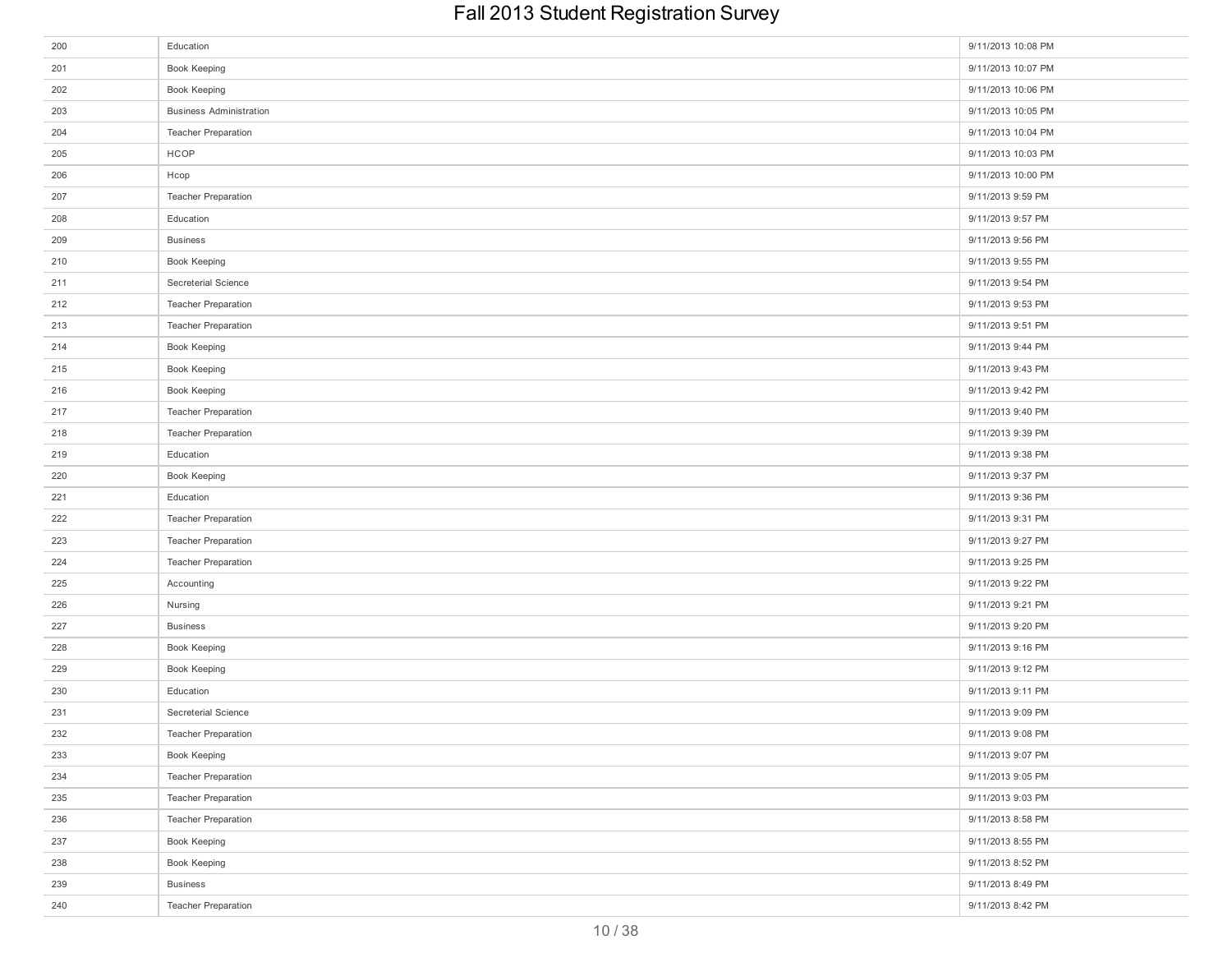# Fall 2013 Student Registration Survey

| | | |
|---|---|---|
| 200 | Education | 9/11/2013 10:08 PM |
| 201 | Book Keeping | 9/11/2013 10:07 PM |
| 202 | Book Keeping | 9/11/2013 10:06 PM |
| 203 | Business Administration | 9/11/2013 10:05 PM |
| 204 | Teacher Preparation | 9/11/2013 10:04 PM |
| 205 | HCOP | 9/11/2013 10:03 PM |
| 206 | Hcop | 9/11/2013 10:00 PM |
| 207 | Teacher Preparation | 9/11/2013 9:59 PM |
| 208 | Education | 9/11/2013 9:57 PM |
| 209 | Business | 9/11/2013 9:56 PM |
| 210 | Book Keeping | 9/11/2013 9:55 PM |
| 211 | Secreterial Science | 9/11/2013 9:54 PM |
| 212 | Teacher Preparation | 9/11/2013 9:53 PM |
| 213 | Teacher Preparation | 9/11/2013 9:51 PM |
| 214 | Book Keeping | 9/11/2013 9:44 PM |
| 215 | Book Keeping | 9/11/2013 9:43 PM |
| 216 | Book Keeping | 9/11/2013 9:42 PM |
| 217 | Teacher Preparation | 9/11/2013 9:40 PM |
| 218 | Teacher Preparation | 9/11/2013 9:39 PM |
| 219 | Education | 9/11/2013 9:38 PM |
| 220 | Book Keeping | 9/11/2013 9:37 PM |
| 221 | Education | 9/11/2013 9:36 PM |
| 222 | Teacher Preparation | 9/11/2013 9:31 PM |
| 223 | Teacher Preparation | 9/11/2013 9:27 PM |
| 224 | Teacher Preparation | 9/11/2013 9:25 PM |
| 225 | Accounting | 9/11/2013 9:22 PM |
| 226 | Nursing | 9/11/2013 9:21 PM |
| 227 | Business | 9/11/2013 9:20 PM |
| 228 | Book Keeping | 9/11/2013 9:16 PM |
| 229 | Book Keeping | 9/11/2013 9:12 PM |
| 230 | Education | 9/11/2013 9:11 PM |
| 231 | Secreterial Science | 9/11/2013 9:09 PM |
| 232 | Teacher Preparation | 9/11/2013 9:08 PM |
| 233 | Book Keeping | 9/11/2013 9:07 PM |
| 234 | Teacher Preparation | 9/11/2013 9:05 PM |
| 235 | Teacher Preparation | 9/11/2013 9:03 PM |
| 236 | Teacher Preparation | 9/11/2013 8:58 PM |
| 237 | Book Keeping | 9/11/2013 8:55 PM |
| 238 | Book Keeping | 9/11/2013 8:52 PM |
| 239 | Business | 9/11/2013 8:49 PM |
| 240 | Teacher Preparation | 9/11/2013 8:42 PM |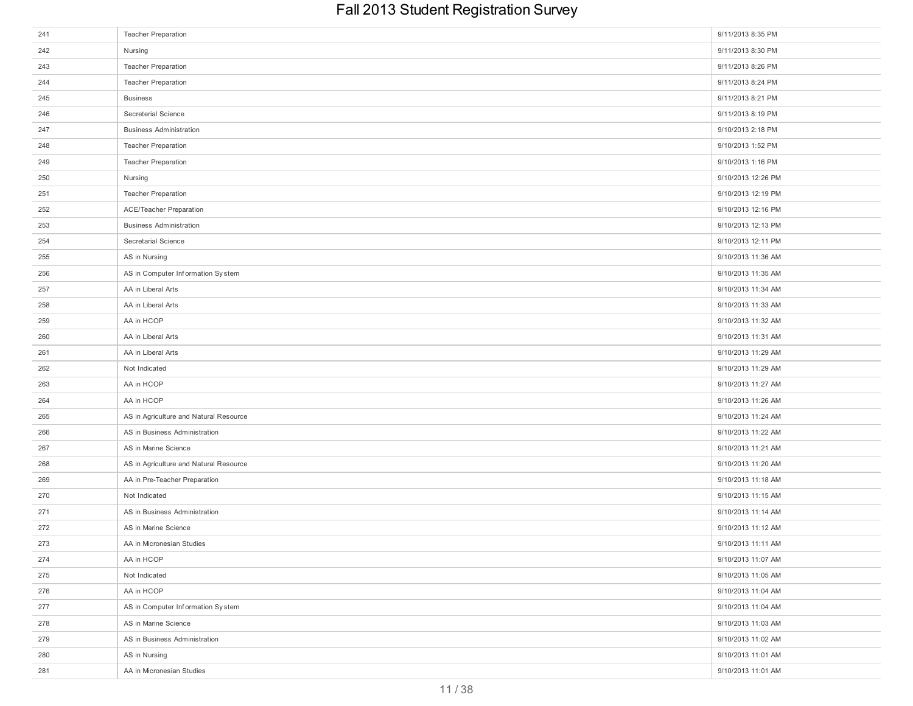# Fall 2013 Student Registration Survey

| | | |
|---|---|---|
| 241 | Teacher Preparation | 9/11/2013 8:35 PM |
| 242 | Nursing | 9/11/2013 8:30 PM |
| 243 | Teacher Preparation | 9/11/2013 8:26 PM |
| 244 | Teacher Preparation | 9/11/2013 8:24 PM |
| 245 | Business | 9/11/2013 8:21 PM |
| 246 | Secreterial Science | 9/11/2013 8:19 PM |
| 247 | Business Administration | 9/10/2013 2:18 PM |
| 248 | Teacher Preparation | 9/10/2013 1:52 PM |
| 249 | Teacher Preparation | 9/10/2013 1:16 PM |
| 250 | Nursing | 9/10/2013 12:26 PM |
| 251 | Teacher Preparation | 9/10/2013 12:19 PM |
| 252 | ACE/Teacher Preparation | 9/10/2013 12:16 PM |
| 253 | Business Administration | 9/10/2013 12:13 PM |
| 254 | Secretarial Science | 9/10/2013 12:11 PM |
| 255 | AS in Nursing | 9/10/2013 11:36 AM |
| 256 | AS in Computer Information System | 9/10/2013 11:35 AM |
| 257 | AA in Liberal Arts | 9/10/2013 11:34 AM |
| 258 | AA in Liberal Arts | 9/10/2013 11:33 AM |
| 259 | AA in HCOP | 9/10/2013 11:32 AM |
| 260 | AA in Liberal Arts | 9/10/2013 11:31 AM |
| 261 | AA in Liberal Arts | 9/10/2013 11:29 AM |
| 262 | Not Indicated | 9/10/2013 11:29 AM |
| 263 | AA in HCOP | 9/10/2013 11:27 AM |
| 264 | AA in HCOP | 9/10/2013 11:26 AM |
| 265 | AS in Agriculture and Natural Resource | 9/10/2013 11:24 AM |
| 266 | AS in Business Administration | 9/10/2013 11:22 AM |
| 267 | AS in Marine Science | 9/10/2013 11:21 AM |
| 268 | AS in Agriculture and Natural Resource | 9/10/2013 11:20 AM |
| 269 | AA in Pre-Teacher Preparation | 9/10/2013 11:18 AM |
| 270 | Not Indicated | 9/10/2013 11:15 AM |
| 271 | AS in Business Administration | 9/10/2013 11:14 AM |
| 272 | AS in Marine Science | 9/10/2013 11:12 AM |
| 273 | AA in Micronesian Studies | 9/10/2013 11:11 AM |
| 274 | AA in HCOP | 9/10/2013 11:07 AM |
| 275 | Not Indicated | 9/10/2013 11:05 AM |
| 276 | AA in HCOP | 9/10/2013 11:04 AM |
| 277 | AS in Computer Information System | 9/10/2013 11:04 AM |
| 278 | AS in Marine Science | 9/10/2013 11:03 AM |
| 279 | AS in Business Administration | 9/10/2013 11:02 AM |
| 280 | AS in Nursing | 9/10/2013 11:01 AM |
| 281 | AA in Micronesian Studies | 9/10/2013 11:01 AM |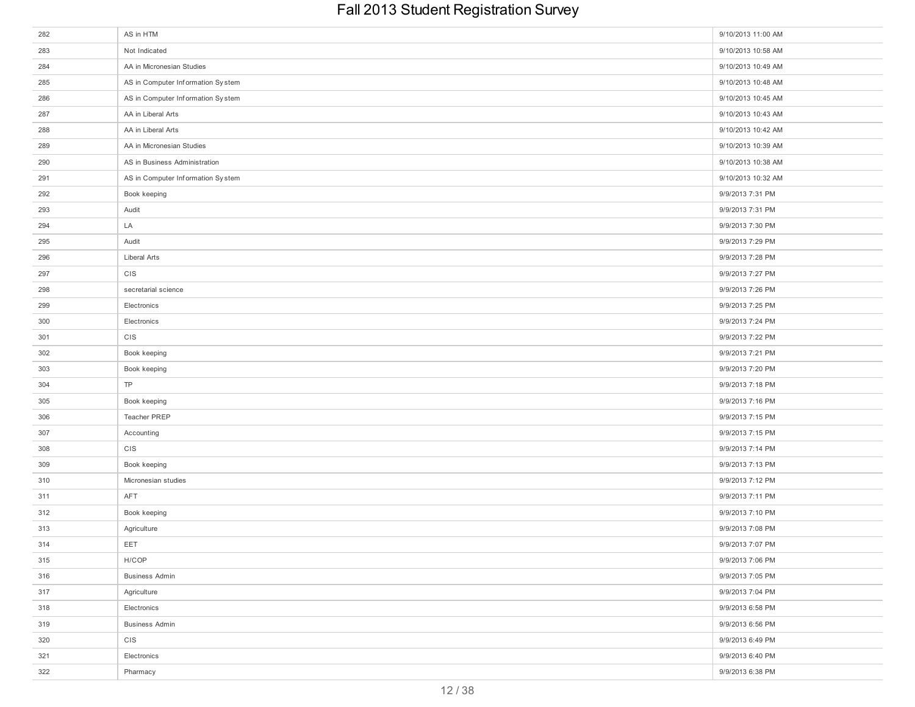| | | |
|---|---|---|
| 282 | AS in HTM | 9/10/2013 11:00 AM |
| 283 | Not Indicated | 9/10/2013 10:58 AM |
| 284 | AA in Micronesian Studies | 9/10/2013 10:49 AM |
| 285 | AS in Computer Information System | 9/10/2013 10:48 AM |
| 286 | AS in Computer Information System | 9/10/2013 10:45 AM |
| 287 | AA in Liberal Arts | 9/10/2013 10:43 AM |
| 288 | AA in Liberal Arts | 9/10/2013 10:42 AM |
| 289 | AA in Micronesian Studies | 9/10/2013 10:39 AM |
| 290 | AS in Business Administration | 9/10/2013 10:38 AM |
| 291 | AS in Computer Information System | 9/10/2013 10:32 AM |
| 292 | Book keeping | 9/9/2013 7:31 PM |
| 293 | Audit | 9/9/2013 7:31 PM |
| 294 | LA | 9/9/2013 7:30 PM |
| 295 | Audit | 9/9/2013 7:29 PM |
| 296 | Liberal Arts | 9/9/2013 7:28 PM |
| 297 | CIS | 9/9/2013 7:27 PM |
| 298 | secretarial science | 9/9/2013 7:26 PM |
| 299 | Electronics | 9/9/2013 7:25 PM |
| 300 | Electronics | 9/9/2013 7:24 PM |
| 301 | CIS | 9/9/2013 7:22 PM |
| 302 | Book keeping | 9/9/2013 7:21 PM |
| 303 | Book keeping | 9/9/2013 7:20 PM |
| 304 | TP | 9/9/2013 7:18 PM |
| 305 | Book keeping | 9/9/2013 7:16 PM |
| 306 | Teacher PREP | 9/9/2013 7:15 PM |
| 307 | Accounting | 9/9/2013 7:15 PM |
| 308 | CIS | 9/9/2013 7:14 PM |
| 309 | Book keeping | 9/9/2013 7:13 PM |
| 310 | Micronesian studies | 9/9/2013 7:12 PM |
| 311 | AFT | 9/9/2013 7:11 PM |
| 312 | Book keeping | 9/9/2013 7:10 PM |
| 313 | Agriculture | 9/9/2013 7:08 PM |
| 314 | EET | 9/9/2013 7:07 PM |
| 315 | H/COP | 9/9/2013 7:06 PM |
| 316 | Business Admin | 9/9/2013 7:05 PM |
| 317 | Agriculture | 9/9/2013 7:04 PM |
| 318 | Electronics | 9/9/2013 6:58 PM |
| 319 | Business Admin | 9/9/2013 6:56 PM |
| 320 | CIS | 9/9/2013 6:49 PM |
| 321 | Electronics | 9/9/2013 6:40 PM |
| 322 | Pharmacy | 9/9/2013 6:38 PM |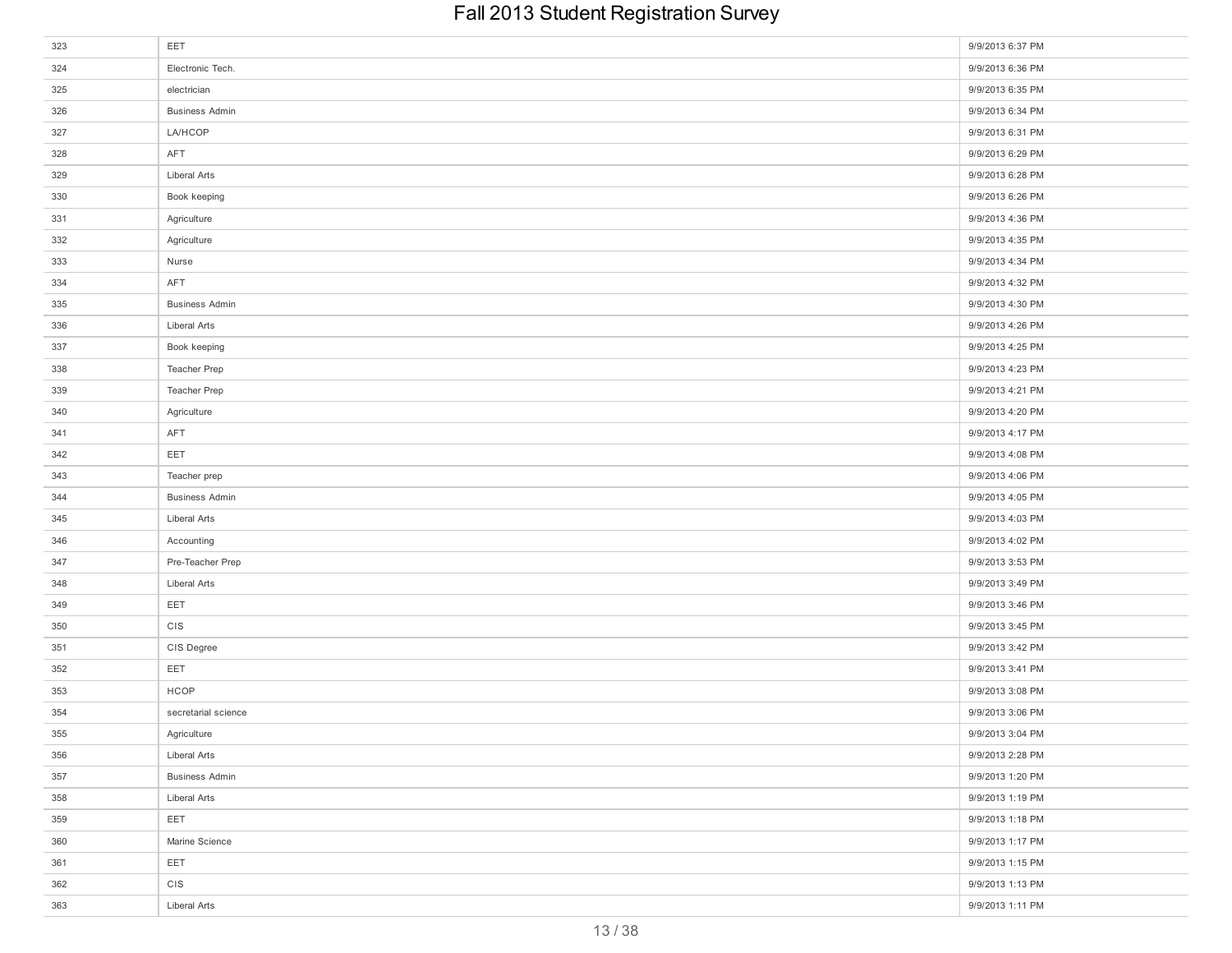# Fall 2013 Student Registration Survey

| | | |
|---|---|---|
| 323 | EET | 9/9/2013 6:37 PM |
| 324 | Electronic Tech. | 9/9/2013 6:36 PM |
| 325 | electrician | 9/9/2013 6:35 PM |
| 326 | Business Admin | 9/9/2013 6:34 PM |
| 327 | LA/HCOP | 9/9/2013 6:31 PM |
| 328 | AFT | 9/9/2013 6:29 PM |
| 329 | Liberal Arts | 9/9/2013 6:28 PM |
| 330 | Book keeping | 9/9/2013 6:26 PM |
| 331 | Agriculture | 9/9/2013 4:36 PM |
| 332 | Agriculture | 9/9/2013 4:35 PM |
| 333 | Nurse | 9/9/2013 4:34 PM |
| 334 | AFT | 9/9/2013 4:32 PM |
| 335 | Business Admin | 9/9/2013 4:30 PM |
| 336 | Liberal Arts | 9/9/2013 4:26 PM |
| 337 | Book keeping | 9/9/2013 4:25 PM |
| 338 | Teacher Prep | 9/9/2013 4:23 PM |
| 339 | Teacher Prep | 9/9/2013 4:21 PM |
| 340 | Agriculture | 9/9/2013 4:20 PM |
| 341 | AFT | 9/9/2013 4:17 PM |
| 342 | EET | 9/9/2013 4:08 PM |
| 343 | Teacher prep | 9/9/2013 4:06 PM |
| 344 | Business Admin | 9/9/2013 4:05 PM |
| 345 | Liberal Arts | 9/9/2013 4:03 PM |
| 346 | Accounting | 9/9/2013 4:02 PM |
| 347 | Pre-Teacher Prep | 9/9/2013 3:53 PM |
| 348 | Liberal Arts | 9/9/2013 3:49 PM |
| 349 | EET | 9/9/2013 3:46 PM |
| 350 | CIS | 9/9/2013 3:45 PM |
| 351 | CIS Degree | 9/9/2013 3:42 PM |
| 352 | EET | 9/9/2013 3:41 PM |
| 353 | HCOP | 9/9/2013 3:08 PM |
| 354 | secretarial science | 9/9/2013 3:06 PM |
| 355 | Agriculture | 9/9/2013 3:04 PM |
| 356 | Liberal Arts | 9/9/2013 2:28 PM |
| 357 | Business Admin | 9/9/2013 1:20 PM |
| 358 | Liberal Arts | 9/9/2013 1:19 PM |
| 359 | EET | 9/9/2013 1:18 PM |
| 360 | Marine Science | 9/9/2013 1:17 PM |
| 361 | EET | 9/9/2013 1:15 PM |
| 362 | CIS | 9/9/2013 1:13 PM |
| 363 | Liberal Arts | 9/9/2013 1:11 PM |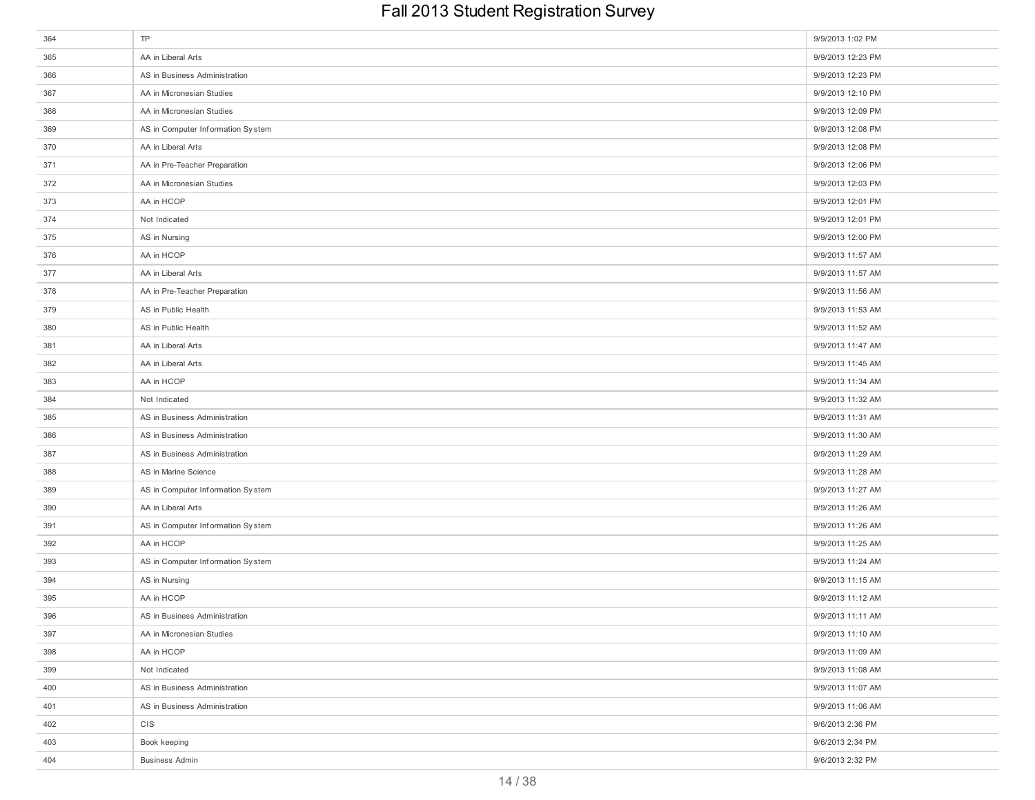| | | |
|---|---|---|
| 364 | TP | 9/9/2013 1:02 PM |
| 365 | AA in Liberal Arts | 9/9/2013 12:23 PM |
| 366 | AS in Business Administration | 9/9/2013 12:23 PM |
| 367 | AA in Micronesian Studies | 9/9/2013 12:10 PM |
| 368 | AA in Micronesian Studies | 9/9/2013 12:09 PM |
| 369 | AS in Computer Information System | 9/9/2013 12:08 PM |
| 370 | AA in Liberal Arts | 9/9/2013 12:08 PM |
| 371 | AA in Pre-Teacher Preparation | 9/9/2013 12:06 PM |
| 372 | AA in Micronesian Studies | 9/9/2013 12:03 PM |
| 373 | AA in HCOP | 9/9/2013 12:01 PM |
| 374 | Not Indicated | 9/9/2013 12:01 PM |
| 375 | AS in Nursing | 9/9/2013 12:00 PM |
| 376 | AA in HCOP | 9/9/2013 11:57 AM |
| 377 | AA in Liberal Arts | 9/9/2013 11:57 AM |
| 378 | AA in Pre-Teacher Preparation | 9/9/2013 11:56 AM |
| 379 | AS in Public Health | 9/9/2013 11:53 AM |
| 380 | AS in Public Health | 9/9/2013 11:52 AM |
| 381 | AA in Liberal Arts | 9/9/2013 11:47 AM |
| 382 | AA in Liberal Arts | 9/9/2013 11:45 AM |
| 383 | AA in HCOP | 9/9/2013 11:34 AM |
| 384 | Not Indicated | 9/9/2013 11:32 AM |
| 385 | AS in Business Administration | 9/9/2013 11:31 AM |
| 386 | AS in Business Administration | 9/9/2013 11:30 AM |
| 387 | AS in Business Administration | 9/9/2013 11:29 AM |
| 388 | AS in Marine Science | 9/9/2013 11:28 AM |
| 389 | AS in Computer Information System | 9/9/2013 11:27 AM |
| 390 | AA in Liberal Arts | 9/9/2013 11:26 AM |
| 391 | AS in Computer Information System | 9/9/2013 11:26 AM |
| 392 | AA in HCOP | 9/9/2013 11:25 AM |
| 393 | AS in Computer Information System | 9/9/2013 11:24 AM |
| 394 | AS in Nursing | 9/9/2013 11:15 AM |
| 395 | AA in HCOP | 9/9/2013 11:12 AM |
| 396 | AS in Business Administration | 9/9/2013 11:11 AM |
| 397 | AA in Micronesian Studies | 9/9/2013 11:10 AM |
| 398 | AA in HCOP | 9/9/2013 11:09 AM |
| 399 | Not Indicated | 9/9/2013 11:08 AM |
| 400 | AS in Business Administration | 9/9/2013 11:07 AM |
| 401 | AS in Business Administration | 9/9/2013 11:06 AM |
| 402 | CIS | 9/6/2013 2:36 PM |
| 403 | Book keeping | 9/6/2013 2:34 PM |
| 404 | Business Admin | 9/6/2013 2:32 PM |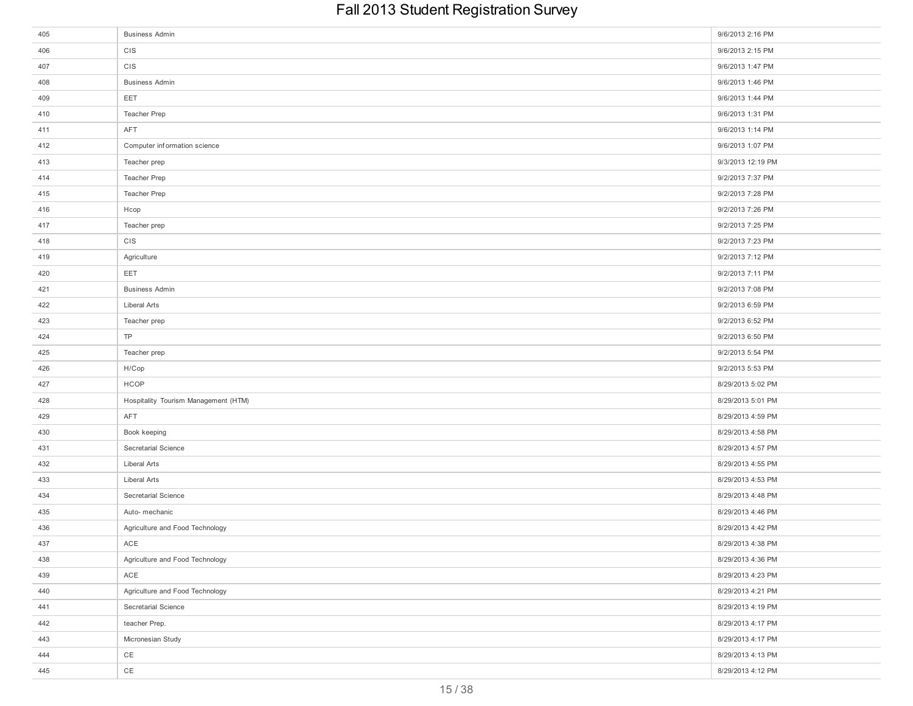# Fall 2013 Student Registration Survey

| | | |
|---|---|---|
| 405 | Business Admin | 9/6/2013 2:16 PM |
| 406 | CIS | 9/6/2013 2:15 PM |
| 407 | CIS | 9/6/2013 1:47 PM |
| 408 | Business Admin | 9/6/2013 1:46 PM |
| 409 | EET | 9/6/2013 1:44 PM |
| 410 | Teacher Prep | 9/6/2013 1:31 PM |
| 411 | AFT | 9/6/2013 1:14 PM |
| 412 | Computer information science | 9/6/2013 1:07 PM |
| 413 | Teacher prep | 9/3/2013 12:19 PM |
| 414 | Teacher Prep | 9/2/2013 7:37 PM |
| 415 | Teacher Prep | 9/2/2013 7:28 PM |
| 416 | Hcop | 9/2/2013 7:26 PM |
| 417 | Teacher prep | 9/2/2013 7:25 PM |
| 418 | CIS | 9/2/2013 7:23 PM |
| 419 | Agriculture | 9/2/2013 7:12 PM |
| 420 | EET | 9/2/2013 7:11 PM |
| 421 | Business Admin | 9/2/2013 7:08 PM |
| 422 | Liberal Arts | 9/2/2013 6:59 PM |
| 423 | Teacher prep | 9/2/2013 6:52 PM |
| 424 | TP | 9/2/2013 6:50 PM |
| 425 | Teacher prep | 9/2/2013 5:54 PM |
| 426 | H/Cop | 9/2/2013 5:53 PM |
| 427 | HCOP | 8/29/2013 5:02 PM |
| 428 | Hospitality Tourism Management (HTM) | 8/29/2013 5:01 PM |
| 429 | AFT | 8/29/2013 4:59 PM |
| 430 | Book keeping | 8/29/2013 4:58 PM |
| 431 | Secretarial Science | 8/29/2013 4:57 PM |
| 432 | Liberal Arts | 8/29/2013 4:55 PM |
| 433 | Liberal Arts | 8/29/2013 4:53 PM |
| 434 | Secretarial Science | 8/29/2013 4:48 PM |
| 435 | Auto- mechanic | 8/29/2013 4:46 PM |
| 436 | Agriculture and Food Technology | 8/29/2013 4:42 PM |
| 437 | ACE | 8/29/2013 4:38 PM |
| 438 | Agriculture and Food Technology | 8/29/2013 4:36 PM |
| 439 | ACE | 8/29/2013 4:23 PM |
| 440 | Agriculture and Food Technology | 8/29/2013 4:21 PM |
| 441 | Secretarial Science | 8/29/2013 4:19 PM |
| 442 | teacher Prep. | 8/29/2013 4:17 PM |
| 443 | Micronesian Study | 8/29/2013 4:17 PM |
| 444 | CE | 8/29/2013 4:13 PM |
| 445 | CE | 8/29/2013 4:12 PM |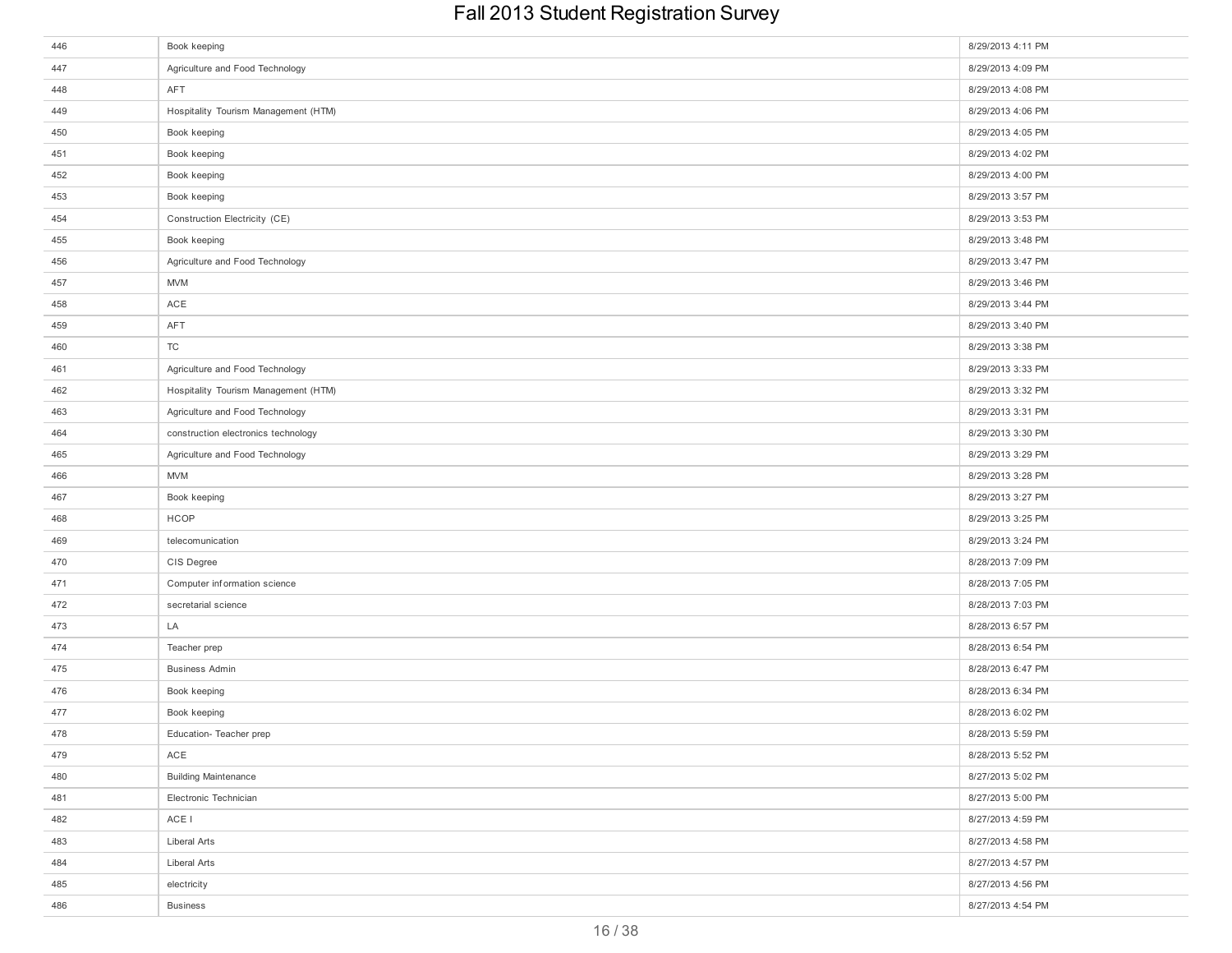# Fall 2013 Student Registration Survey

| | | |
|---|---|---|
| 446 | Book keeping | 8/29/2013 4:11 PM |
| 447 | Agriculture and Food Technology | 8/29/2013 4:09 PM |
| 448 | AFT | 8/29/2013 4:08 PM |
| 449 | Hospitality Tourism Management (HTM) | 8/29/2013 4:06 PM |
| 450 | Book keeping | 8/29/2013 4:05 PM |
| 451 | Book keeping | 8/29/2013 4:02 PM |
| 452 | Book keeping | 8/29/2013 4:00 PM |
| 453 | Book keeping | 8/29/2013 3:57 PM |
| 454 | Construction Electricity (CE) | 8/29/2013 3:53 PM |
| 455 | Book keeping | 8/29/2013 3:48 PM |
| 456 | Agriculture and Food Technology | 8/29/2013 3:47 PM |
| 457 | MVM | 8/29/2013 3:46 PM |
| 458 | ACE | 8/29/2013 3:44 PM |
| 459 | AFT | 8/29/2013 3:40 PM |
| 460 | TC | 8/29/2013 3:38 PM |
| 461 | Agriculture and Food Technology | 8/29/2013 3:33 PM |
| 462 | Hospitality Tourism Management (HTM) | 8/29/2013 3:32 PM |
| 463 | Agriculture and Food Technology | 8/29/2013 3:31 PM |
| 464 | construction electronics technology | 8/29/2013 3:30 PM |
| 465 | Agriculture and Food Technology | 8/29/2013 3:29 PM |
| 466 | MVM | 8/29/2013 3:28 PM |
| 467 | Book keeping | 8/29/2013 3:27 PM |
| 468 | HCOP | 8/29/2013 3:25 PM |
| 469 | telecomunication | 8/29/2013 3:24 PM |
| 470 | CIS Degree | 8/28/2013 7:09 PM |
| 471 | Computer information science | 8/28/2013 7:05 PM |
| 472 | secretarial science | 8/28/2013 7:03 PM |
| 473 | LA | 8/28/2013 6:57 PM |
| 474 | Teacher prep | 8/28/2013 6:54 PM |
| 475 | Business Admin | 8/28/2013 6:47 PM |
| 476 | Book keeping | 8/28/2013 6:34 PM |
| 477 | Book keeping | 8/28/2013 6:02 PM |
| 478 | Education- Teacher prep | 8/28/2013 5:59 PM |
| 479 | ACE | 8/28/2013 5:52 PM |
| 480 | Building Maintenance | 8/27/2013 5:02 PM |
| 481 | Electronic Technician | 8/27/2013 5:00 PM |
| 482 | ACE I | 8/27/2013 4:59 PM |
| 483 | Liberal Arts | 8/27/2013 4:58 PM |
| 484 | Liberal Arts | 8/27/2013 4:57 PM |
| 485 | electricity | 8/27/2013 4:56 PM |
| 486 | Business | 8/27/2013 4:54 PM |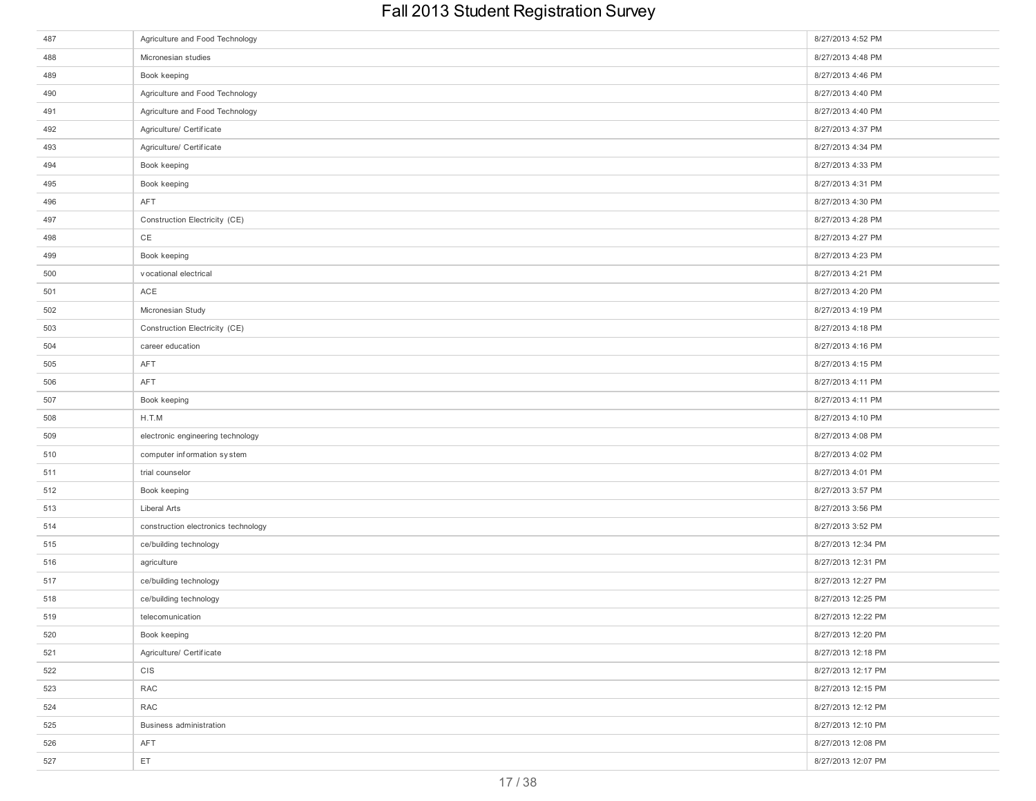# Fall 2013 Student Registration Survey

| | | |
|---|---|---|
| 487 | Agriculture and Food Technology | 8/27/2013 4:52 PM |
| 488 | Micronesian studies | 8/27/2013 4:48 PM |
| 489 | Book keeping | 8/27/2013 4:46 PM |
| 490 | Agriculture and Food Technology | 8/27/2013 4:40 PM |
| 491 | Agriculture and Food Technology | 8/27/2013 4:40 PM |
| 492 | Agriculture/ Certificate | 8/27/2013 4:37 PM |
| 493 | Agriculture/ Certificate | 8/27/2013 4:34 PM |
| 494 | Book keeping | 8/27/2013 4:33 PM |
| 495 | Book keeping | 8/27/2013 4:31 PM |
| 496 | AFT | 8/27/2013 4:30 PM |
| 497 | Construction Electricity (CE) | 8/27/2013 4:28 PM |
| 498 | CE | 8/27/2013 4:27 PM |
| 499 | Book keeping | 8/27/2013 4:23 PM |
| 500 | vocational electrical | 8/27/2013 4:21 PM |
| 501 | ACE | 8/27/2013 4:20 PM |
| 502 | Micronesian Study | 8/27/2013 4:19 PM |
| 503 | Construction Electricity (CE) | 8/27/2013 4:18 PM |
| 504 | career education | 8/27/2013 4:16 PM |
| 505 | AFT | 8/27/2013 4:15 PM |
| 506 | AFT | 8/27/2013 4:11 PM |
| 507 | Book keeping | 8/27/2013 4:11 PM |
| 508 | H.T.M | 8/27/2013 4:10 PM |
| 509 | electronic engineering technology | 8/27/2013 4:08 PM |
| 510 | computer information system | 8/27/2013 4:02 PM |
| 511 | trial counselor | 8/27/2013 4:01 PM |
| 512 | Book keeping | 8/27/2013 3:57 PM |
| 513 | Liberal Arts | 8/27/2013 3:56 PM |
| 514 | construction electronics technology | 8/27/2013 3:52 PM |
| 515 | ce/building technology | 8/27/2013 12:34 PM |
| 516 | agriculture | 8/27/2013 12:31 PM |
| 517 | ce/building technology | 8/27/2013 12:27 PM |
| 518 | ce/building technology | 8/27/2013 12:25 PM |
| 519 | telecomunication | 8/27/2013 12:22 PM |
| 520 | Book keeping | 8/27/2013 12:20 PM |
| 521 | Agriculture/ Certificate | 8/27/2013 12:18 PM |
| 522 | CIS | 8/27/2013 12:17 PM |
| 523 | RAC | 8/27/2013 12:15 PM |
| 524 | RAC | 8/27/2013 12:12 PM |
| 525 | Business administration | 8/27/2013 12:10 PM |
| 526 | AFT | 8/27/2013 12:08 PM |
| 527 | ET | 8/27/2013 12:07 PM |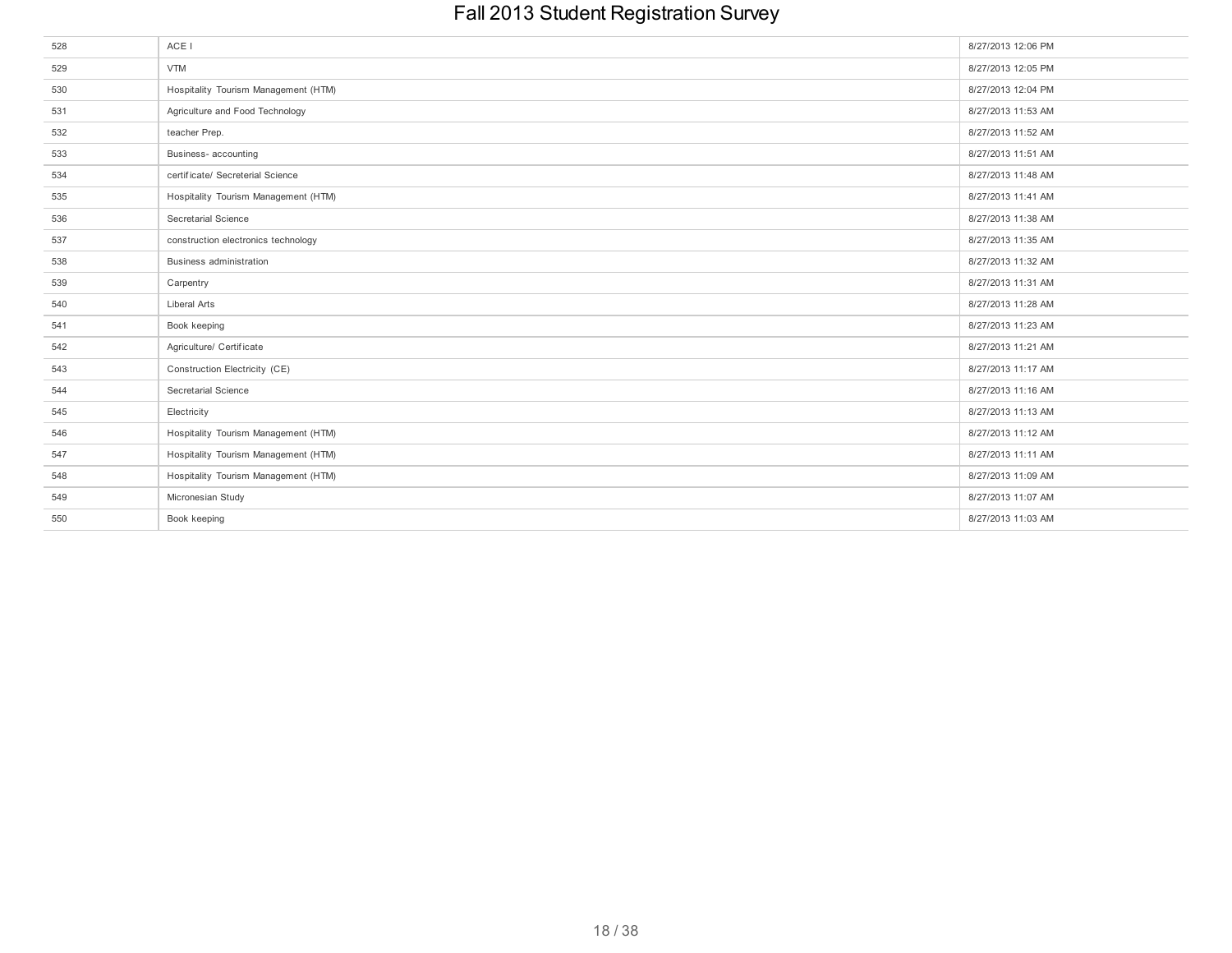| | | |
|---|---|---|
| 528 | ACE I | 8/27/2013 12:06 PM |
| 529 | VTM | 8/27/2013 12:05 PM |
| 530 | Hospitality Tourism Management (HTM) | 8/27/2013 12:04 PM |
| 531 | Agriculture and Food Technology | 8/27/2013 11:53 AM |
| 532 | teacher Prep. | 8/27/2013 11:52 AM |
| 533 | Business- accounting | 8/27/2013 11:51 AM |
| 534 | certificate/ Secreterial Science | 8/27/2013 11:48 AM |
| 535 | Hospitality Tourism Management (HTM) | 8/27/2013 11:41 AM |
| 536 | Secretarial Science | 8/27/2013 11:38 AM |
| 537 | construction electronics technology | 8/27/2013 11:35 AM |
| 538 | Business administration | 8/27/2013 11:32 AM |
| 539 | Carpentry | 8/27/2013 11:31 AM |
| 540 | Liberal Arts | 8/27/2013 11:28 AM |
| 541 | Book keeping | 8/27/2013 11:23 AM |
| 542 | Agriculture/ Certificate | 8/27/2013 11:21 AM |
| 543 | Construction Electricity (CE) | 8/27/2013 11:17 AM |
| 544 | Secretarial Science | 8/27/2013 11:16 AM |
| 545 | Electricity | 8/27/2013 11:13 AM |
| 546 | Hospitality Tourism Management (HTM) | 8/27/2013 11:12 AM |
| 547 | Hospitality Tourism Management (HTM) | 8/27/2013 11:11 AM |
| 548 | Hospitality Tourism Management (HTM) | 8/27/2013 11:09 AM |
| 549 | Micronesian Study | 8/27/2013 11:07 AM |
| 550 | Book keeping | 8/27/2013 11:03 AM |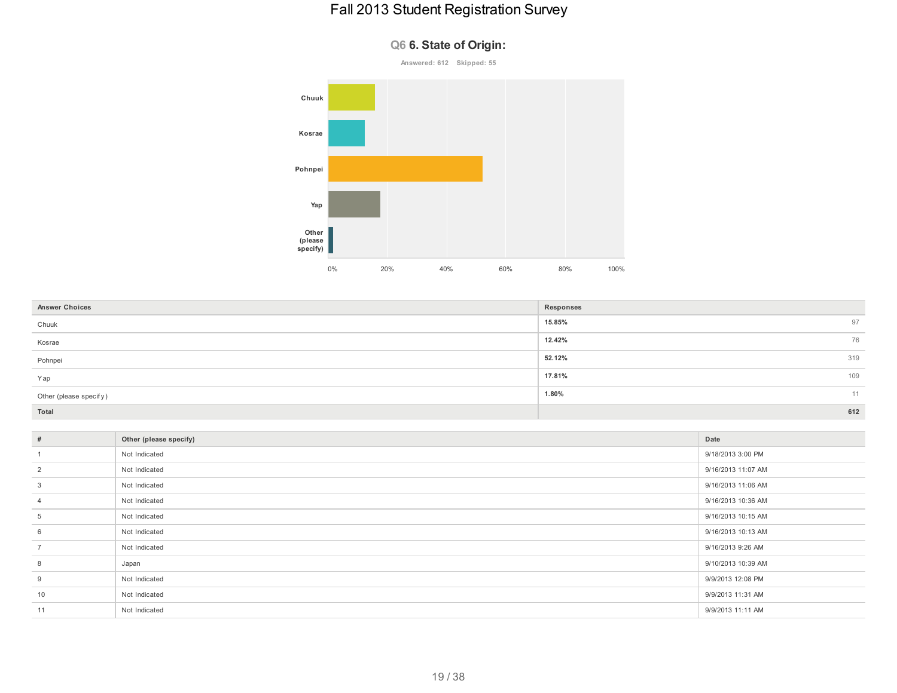# Fall 2013 Student Registration Survey

## Q6 6. State of Origin:

Answered: 612 Skipped: 55

| Answer Choices | Responses | |
|---|---|---|
| Chuuk | **15.85%** | 97 |
| Kosrae | **12.42%** | 76 |
| Pohnpei | **52.12%** | 319 |
| Yap | **17.81%** | 109 |
| Other (please specify) | **1.80%** | 11 |
| **Total** | | **612** |

| # | Other (please specify) | Date |
|---|---|---|
| 1 | Not Indicated | 9/18/2013 3:00 PM |
| 2 | Not Indicated | 9/16/2013 11:07 AM |
| 3 | Not Indicated | 9/16/2013 11:06 AM |
| 4 | Not Indicated | 9/16/2013 10:36 AM |
| 5 | Not Indicated | 9/16/2013 10:15 AM |
| 6 | Not Indicated | 9/16/2013 10:13 AM |
| 7 | Not Indicated | 9/16/2013 9:26 AM |
| 8 | Japan | 9/10/2013 10:39 AM |
| 9 | Not Indicated | 9/9/2013 12:08 PM |
| 10 | Not Indicated | 9/9/2013 11:31 AM |
| 11 | Not Indicated | 9/9/2013 11:11 AM |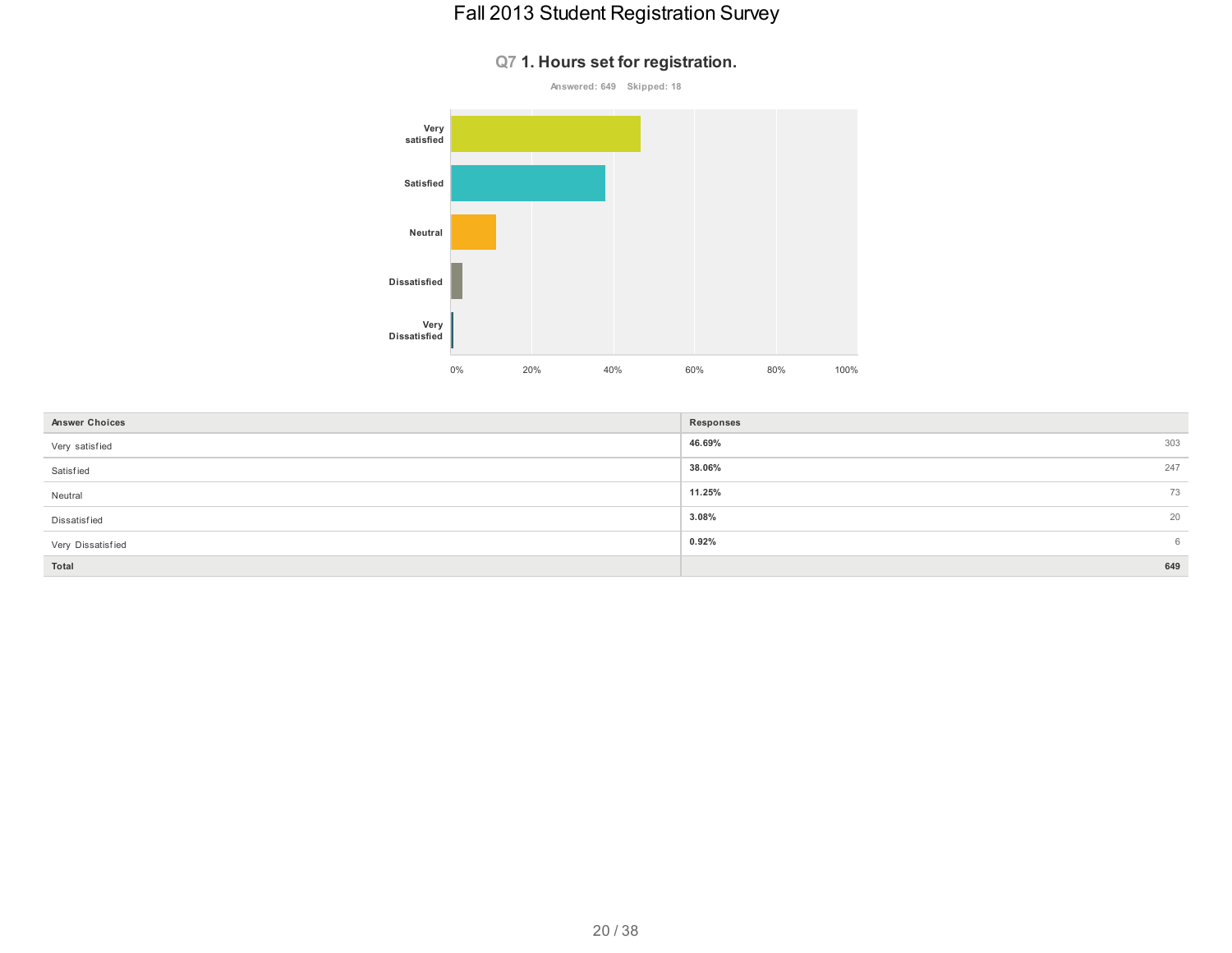# Fall 2013 Student Registration Survey

## Q7 1. Hours set for registration.

Answered: 649    Skipped: 18

| Answer Choices | Responses | |
|---|---|---|
| Very satisfied | 46.69% | 303 |
| Satisfied | 38.06% | 247 |
| Neutral | 11.25% | 73 |
| Dissatisfied | 3.08% | 20 |
| Very Dissatisfied | 0.92% | 6 |
| **Total** | | **649** |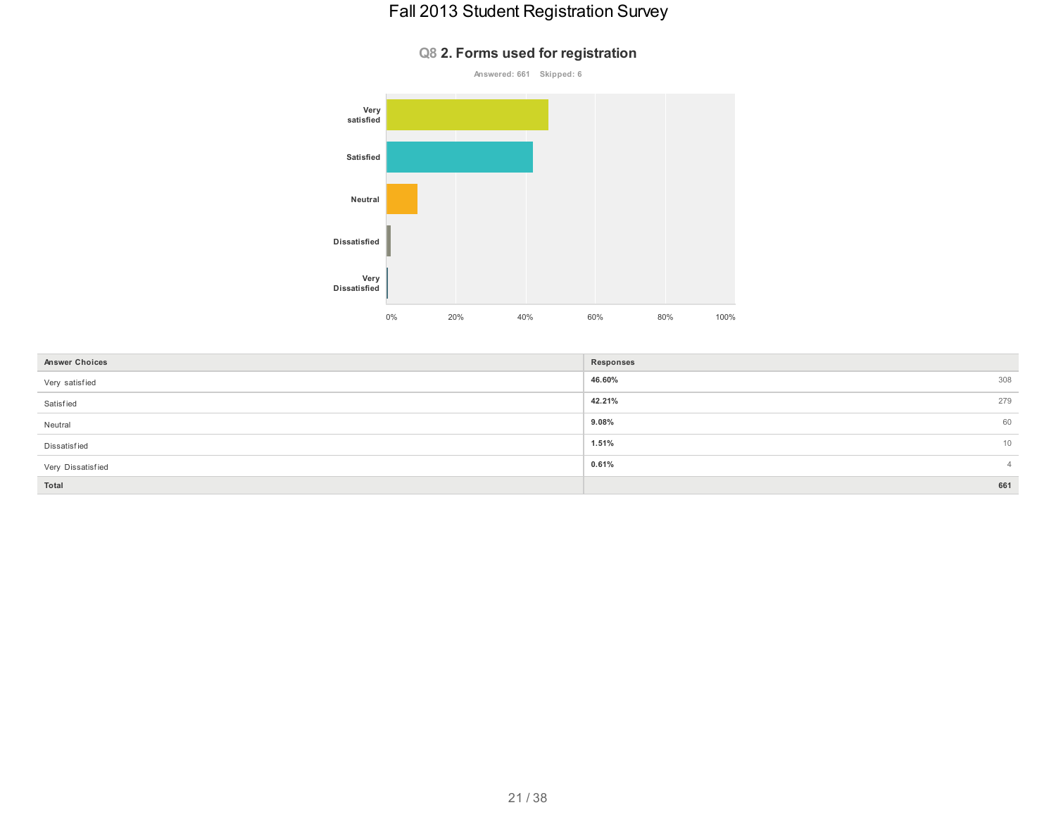# Fall 2013 Student Registration Survey

## Q8 2. Forms used for registration

Answered: 661 Skipped: 6

| Answer Choices | Responses | |
|---|---|---|
| Very satisfied | 46.60% | 308 |
| Satisfied | 42.21% | 279 |
| Neutral | 9.08% | 60 |
| Dissatisfied | 1.51% | 10 |
| Very Dissatisfied | 0.61% | 4 |
| Total | | 661 |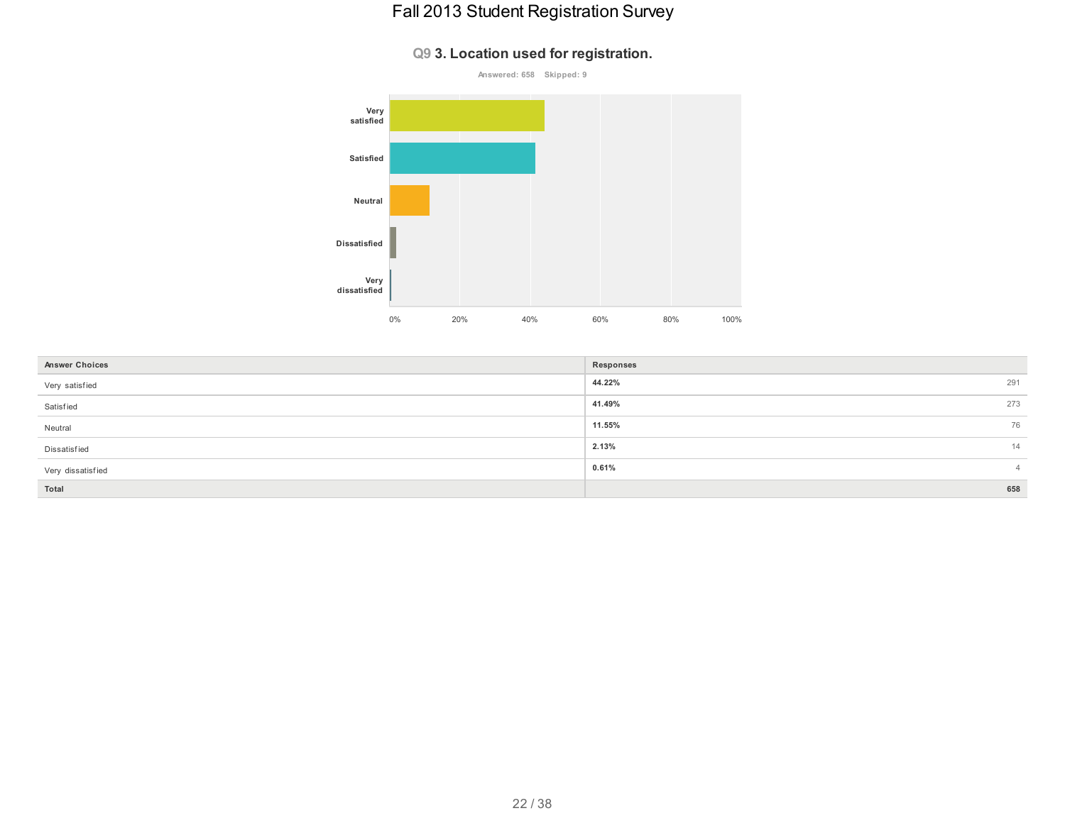# Fall 2013 Student Registration Survey

## Q9 3. Location used for registration.

Answered: 658 Skipped: 9

| Answer Choices | Responses | |
|---|---|---|
| Very satisfied | 44.22% | 291 |
| Satisfied | 41.49% | 273 |
| Neutral | 11.55% | 76 |
| Dissatisfied | 2.13% | 14 |
| Very dissatisfied | 0.61% | 4 |
| **Total** | | **658** |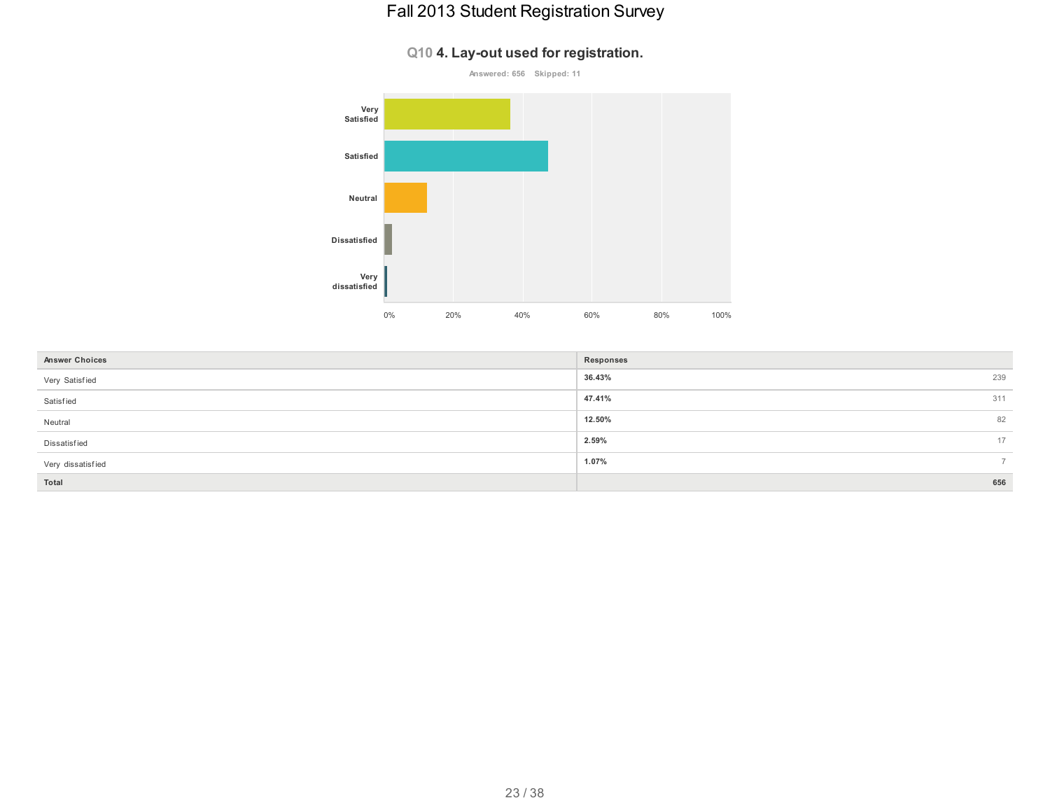# Fall 2013 Student Registration Survey

## Q10 4. Lay-out used for registration.

Answered: 656 Skipped: 11

| Answer Choices | Responses | |
|---|---|---|
| Very Satisfied | 36.43% | 239 |
| Satisfied | 47.41% | 311 |
| Neutral | 12.50% | 82 |
| Dissatisfied | 2.59% | 17 |
| Very dissatisfied | 1.07% | 7 |
| **Total** | | **656** |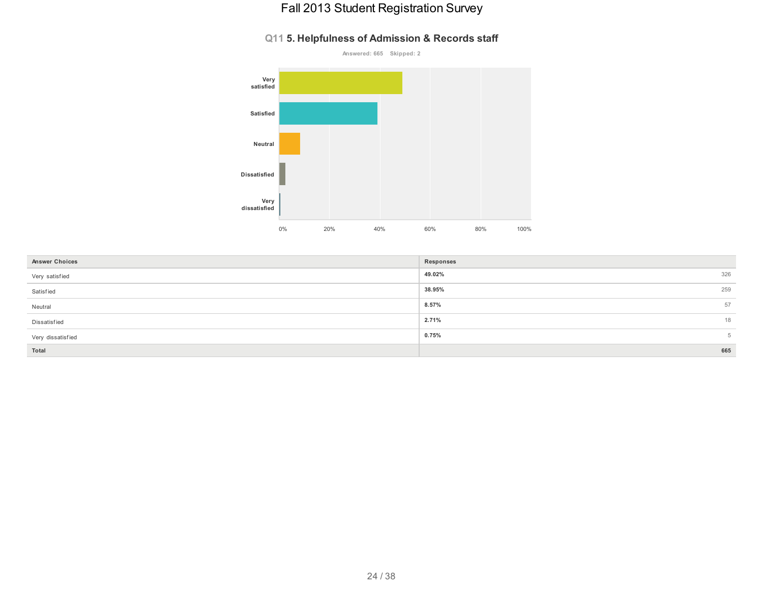# Fall 2013 Student Registration Survey

## Q11 5. Helpfulness of Admission & Records staff

Answered: 665 Skipped: 2

| Answer Choices | Responses | |
|---|---|---|
| Very satisfied | 49.02% | 326 |
| Satisfied | 38.95% | 259 |
| Neutral | 8.57% | 57 |
| Dissatisfied | 2.71% | 18 |
| Very dissatisfied | 0.75% | 5 |
| **Total** | | **665** |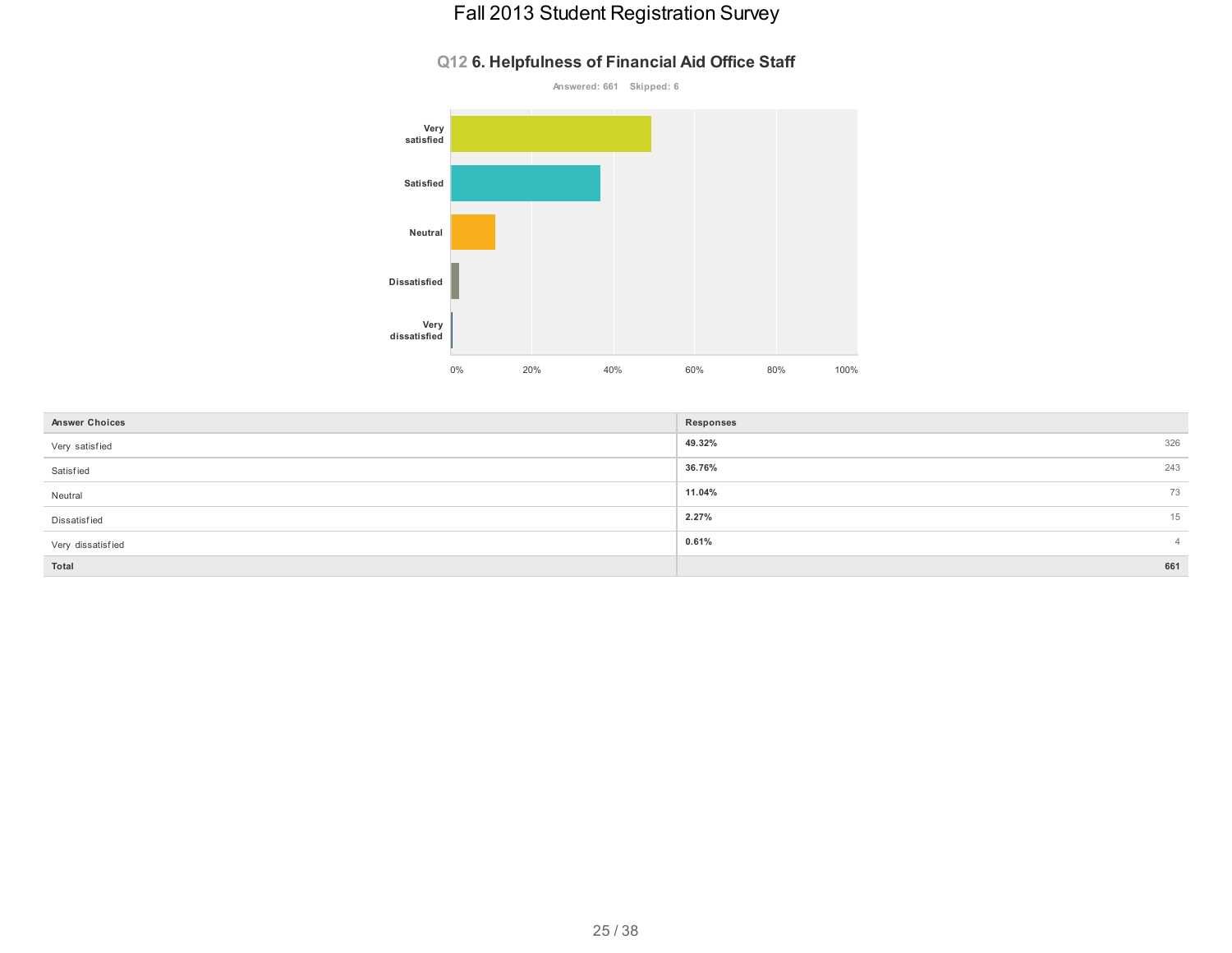# Fall 2013 Student Registration Survey

## Q12 6. Helpfulness of Financial Aid Office Staff

Answered: 661 Skipped: 6

| Answer Choices | Responses | |
|---|---|---|
| Very satisfied | 49.32% | 326 |
| Satisfied | 36.76% | 243 |
| Neutral | 11.04% | 73 |
| Dissatisfied | 2.27% | 15 |
| Very dissatisfied | 0.61% | 4 |
| **Total** | | **661** |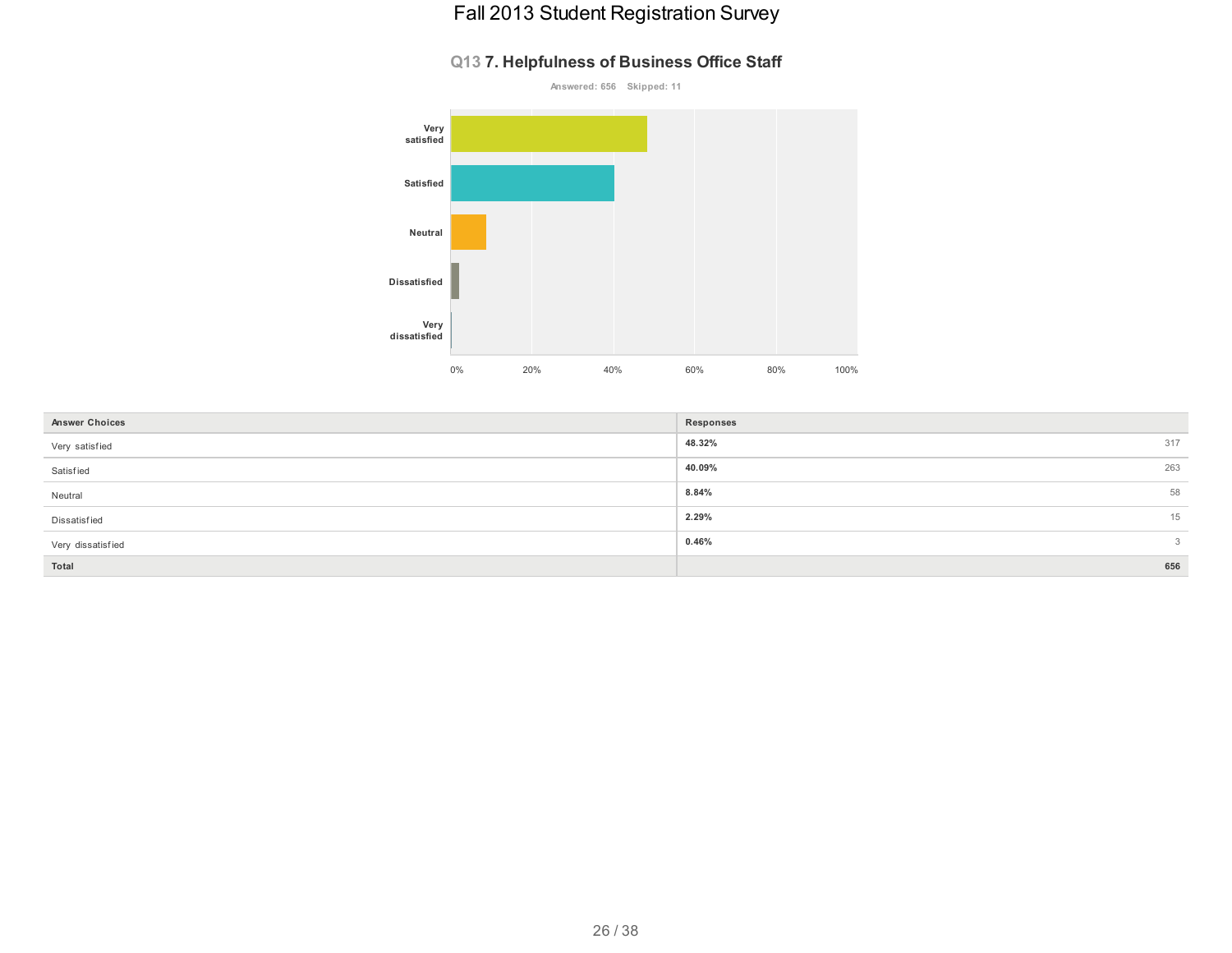# Fall 2013 Student Registration Survey

## Q13 7. Helpfulness of Business Office Staff

Answered: 656 Skipped: 11

| Answer Choices | Responses | |
|---|---|---|
| Very satisfied | 48.32% | 317 |
| Satisfied | 40.09% | 263 |
| Neutral | 8.84% | 58 |
| Dissatisfied | 2.29% | 15 |
| Very dissatisfied | 0.46% | 3 |
| **Total** | | **656** |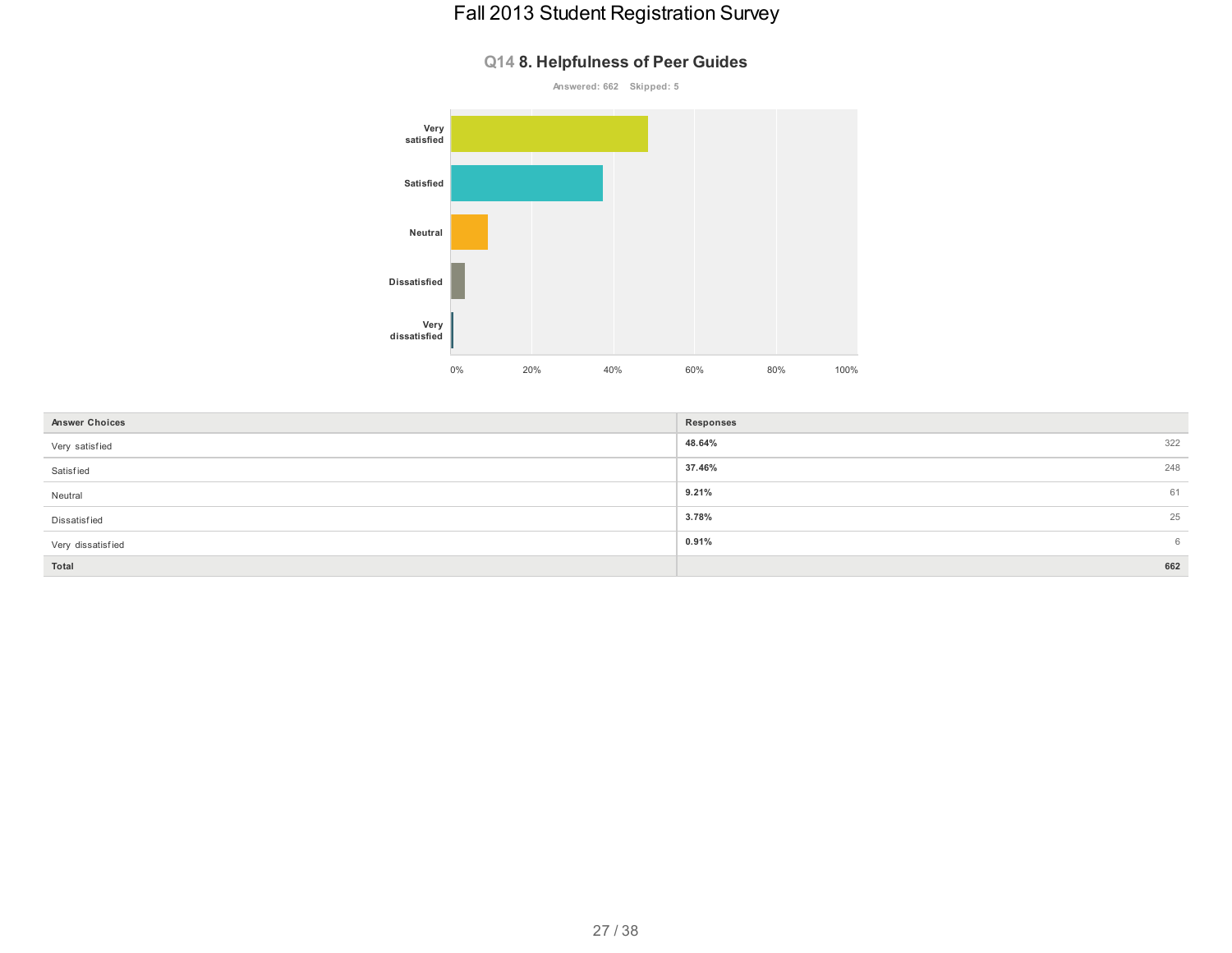# Fall 2013 Student Registration Survey

## Q14 8. Helpfulness of Peer Guides

Answered: 662 Skipped: 5

| Answer Choices | Responses | |
|---|---|---|
| Very satisfied | 48.64% | 322 |
| Satisfied | 37.46% | 248 |
| Neutral | 9.21% | 61 |
| Dissatisfied | 3.78% | 25 |
| Very dissatisfied | 0.91% | 6 |
| **Total** | | **662** |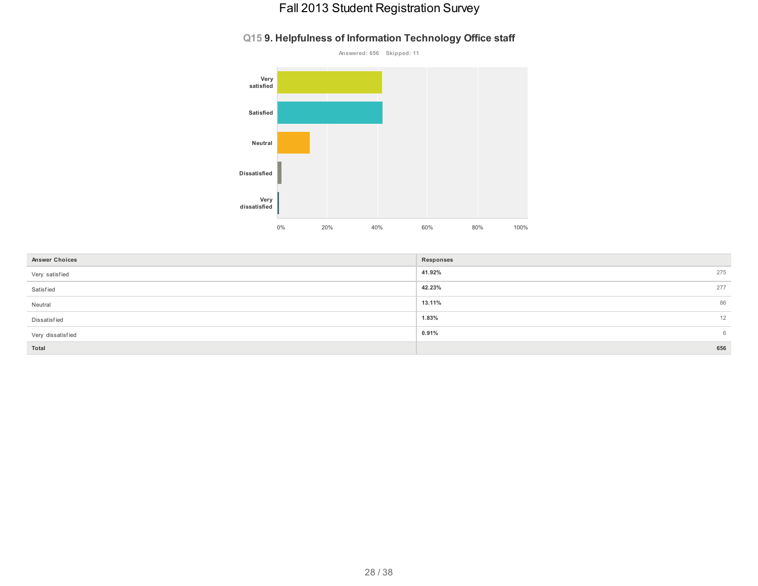## Q15 9. Helpfulness of Information Technology Office staff

Answered: 656 Skipped: 11

| Answer Choices | Responses | |
|---|---|---|
| Very satisfied | 41.92% | 275 |
| Satisfied | 42.23% | 277 |
| Neutral | 13.11% | 86 |
| Dissatisfied | 1.83% | 12 |
| Very dissatisfied | 0.91% | 6 |
| Total | | 656 |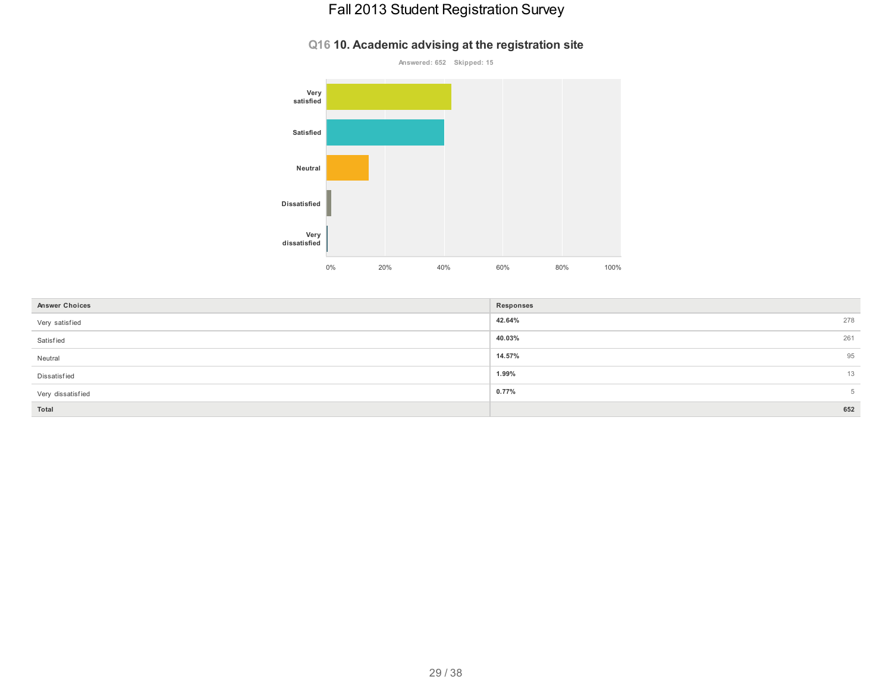# Fall 2013 Student Registration Survey

## Q16 10. Academic advising at the registration site

Answered: 652 Skipped: 15

| Answer Choices | Responses | |
|---|---|---|
| Very satisfied | 42.64% | 278 |
| Satisfied | 40.03% | 261 |
| Neutral | 14.57% | 95 |
| Dissatisfied | 1.99% | 13 |
| Very dissatisfied | 0.77% | 5 |
| **Total** | | **652** |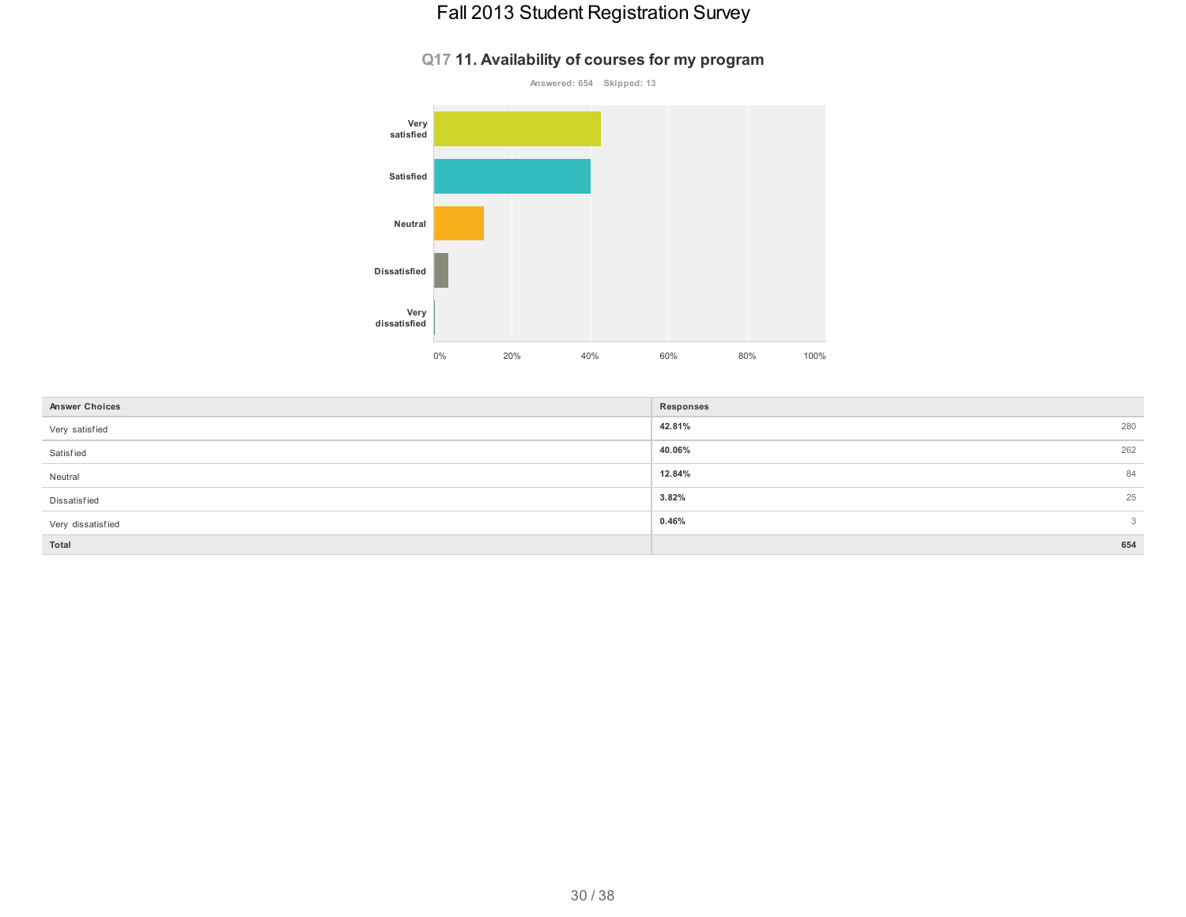# Fall 2013 Student Registration Survey

## Q17 11. Availability of courses for my program

Answered: 654 Skipped: 13

| Answer Choices | Responses | |
|---|---|---|
| Very satisfied | **42.81%** | 280 |
| Satisfied | **40.06%** | 262 |
| Neutral | **12.84%** | 84 |
| Dissatisfied | **3.82%** | 25 |
| Very dissatisfied | **0.46%** | 3 |
| **Total** | | **654** |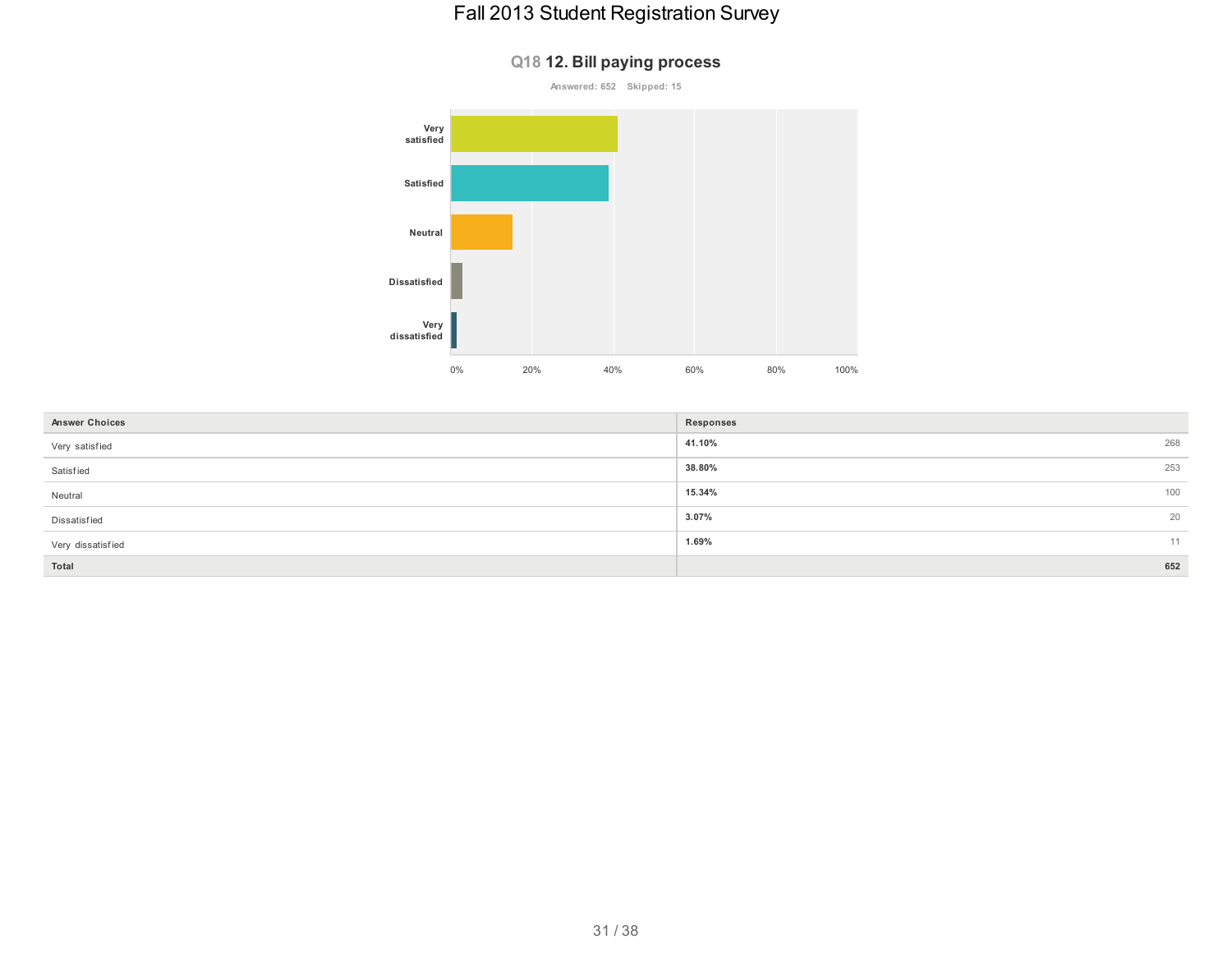# Fall 2013 Student Registration Survey

## Q18 12. Bill paying process

Answered: 652 Skipped: 15

| Answer Choices | Responses | |
|---|---|---|
| Very satisfied | 41.10% | 268 |
| Satisfied | 38.80% | 253 |
| Neutral | 15.34% | 100 |
| Dissatisfied | 3.07% | 20 |
| Very dissatisfied | 1.69% | 11 |
| **Total** | | **652** |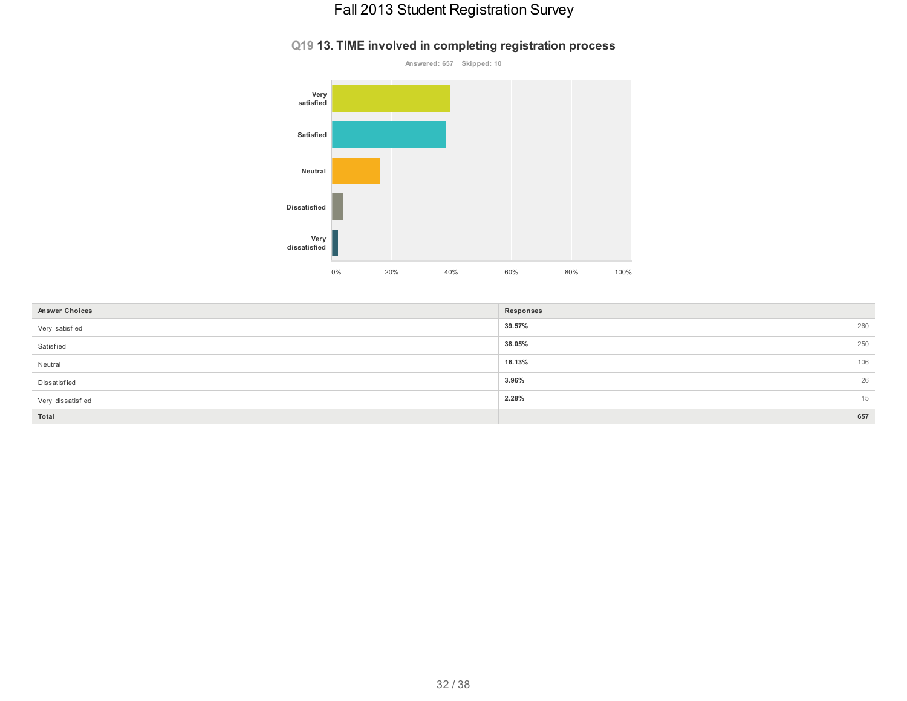# Fall 2013 Student Registration Survey

## Q19 13. TIME involved in completing registration process

Answered: 657 Skipped: 10

| Answer Choices | Responses | |
|---|---|---|
| Very satisfied | 39.57% | 260 |
| Satisfied | 38.05% | 250 |
| Neutral | 16.13% | 106 |
| Dissatisfied | 3.96% | 26 |
| Very dissatisfied | 2.28% | 15 |
| **Total** | | **657** |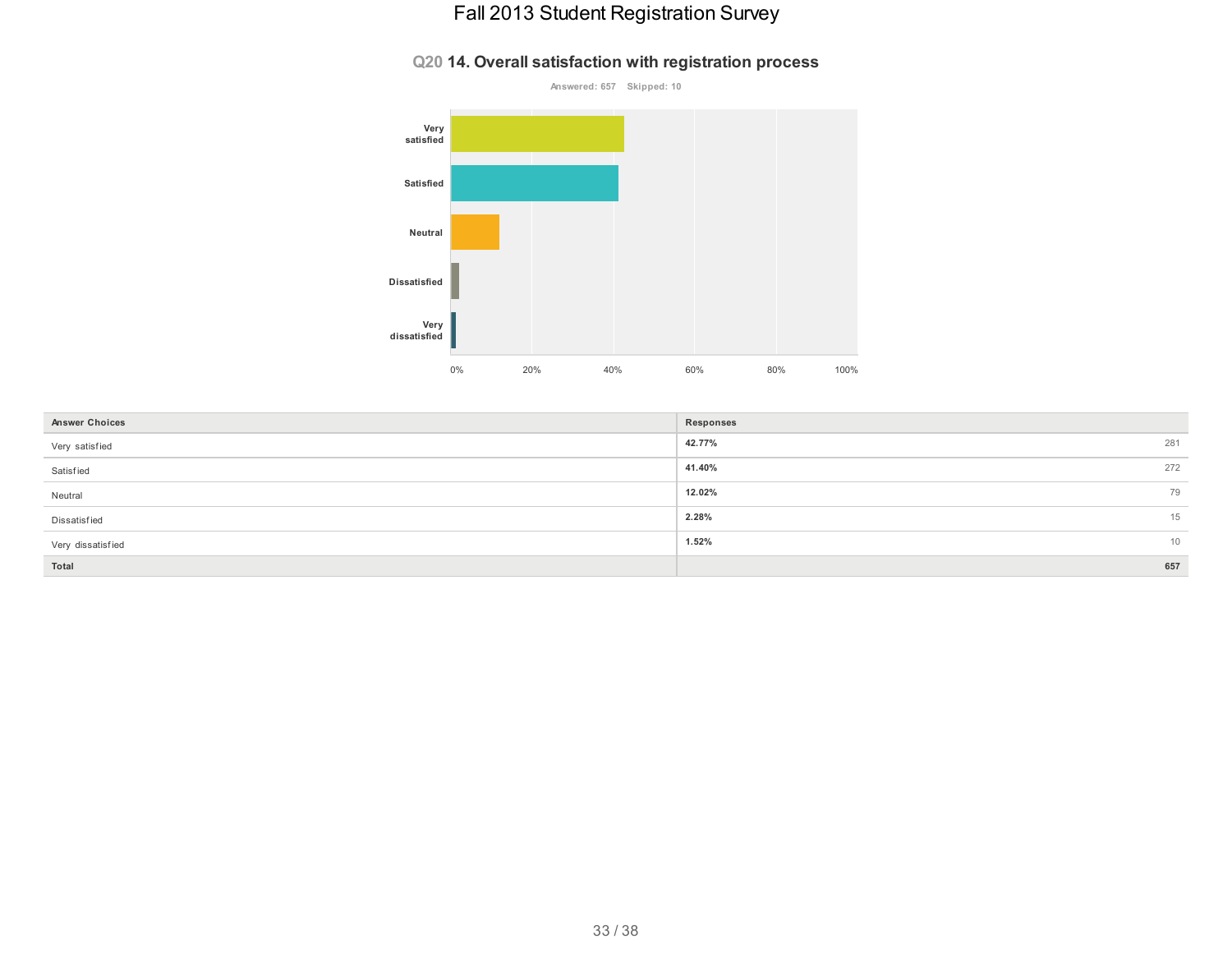## Q20 14. Overall satisfaction with registration process

Answered: 657 Skipped: 10

| Answer Choices | Responses | |
|---|---|---|
| Very satisfied | 42.77% | 281 |
| Satisfied | 41.40% | 272 |
| Neutral | 12.02% | 79 |
| Dissatisfied | 2.28% | 15 |
| Very dissatisfied | 1.52% | 10 |
| **Total** | | **657** |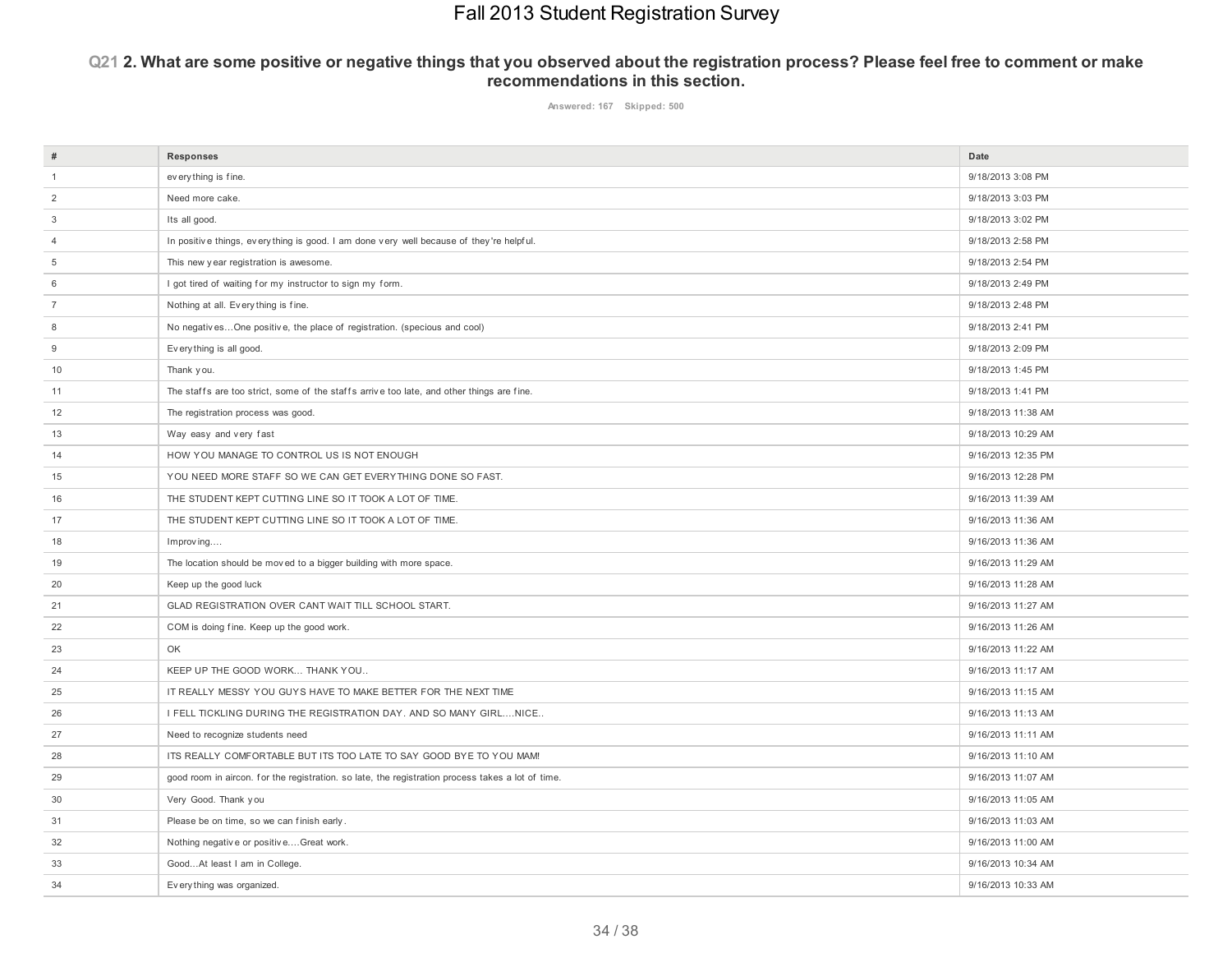# Fall 2013 Student Registration Survey

## Q21 2. What are some positive or negative things that you observed about the registration process? Please feel free to comment or make recommendations in this section.

Answered: 167 Skipped: 500

| # | Responses | Date |
|---|---|---|
| 1 | everything is fine. | 9/18/2013 3:08 PM |
| 2 | Need more cake. | 9/18/2013 3:03 PM |
| 3 | Its all good. | 9/18/2013 3:02 PM |
| 4 | In positive things, everything is good. I am done very well because of they're helpful. | 9/18/2013 2:58 PM |
| 5 | This new year registration is awesome. | 9/18/2013 2:54 PM |
| 6 | I got tired of waiting for my instructor to sign my form. | 9/18/2013 2:49 PM |
| 7 | Nothing at all. Everything is fine. | 9/18/2013 2:48 PM |
| 8 | No negatives...One positive, the place of registration. (specious and cool) | 9/18/2013 2:41 PM |
| 9 | Everything is all good. | 9/18/2013 2:09 PM |
| 10 | Thank you. | 9/18/2013 1:45 PM |
| 11 | The staffs are too strict, some of the staffs arrive too late, and other things are fine. | 9/18/2013 1:41 PM |
| 12 | The registration process was good. | 9/18/2013 11:38 AM |
| 13 | Way easy and very fast | 9/18/2013 10:29 AM |
| 14 | HOW YOU MANAGE TO CONTROL US IS NOT ENOUGH | 9/16/2013 12:35 PM |
| 15 | YOU NEED MORE STAFF SO WE CAN GET EVERYTHING DONE SO FAST. | 9/16/2013 12:28 PM |
| 16 | THE STUDENT KEPT CUTTING LINE SO IT TOOK A LOT OF TIME. | 9/16/2013 11:39 AM |
| 17 | THE STUDENT KEPT CUTTING LINE SO IT TOOK A LOT OF TIME. | 9/16/2013 11:36 AM |
| 18 | Improving.... | 9/16/2013 11:36 AM |
| 19 | The location should be moved to a bigger building with more space. | 9/16/2013 11:29 AM |
| 20 | Keep up the good luck | 9/16/2013 11:28 AM |
| 21 | GLAD REGISTRATION OVER CANT WAIT TILL SCHOOL START. | 9/16/2013 11:27 AM |
| 22 | COM is doing fine. Keep up the good work. | 9/16/2013 11:26 AM |
| 23 | OK | 9/16/2013 11:22 AM |
| 24 | KEEP UP THE GOOD WORK... THANK YOU.. | 9/16/2013 11:17 AM |
| 25 | IT REALLY MESSY YOU GUYS HAVE TO MAKE BETTER FOR THE NEXT TIME | 9/16/2013 11:15 AM |
| 26 | I FELL TICKLING DURING THE REGISTRATION DAY. AND SO MANY GIRL....NICE.. | 9/16/2013 11:13 AM |
| 27 | Need to recognize students need | 9/16/2013 11:11 AM |
| 28 | ITS REALLY COMFORTABLE BUT ITS TOO LATE TO SAY GOOD BYE TO YOU MAM! | 9/16/2013 11:10 AM |
| 29 | good room in aircon. for the registration. so late, the registration process takes a lot of time. | 9/16/2013 11:07 AM |
| 30 | Very Good. Thank you | 9/16/2013 11:05 AM |
| 31 | Please be on time, so we can finish early. | 9/16/2013 11:03 AM |
| 32 | Nothing negative or positive....Great work. | 9/16/2013 11:00 AM |
| 33 | Good...At least I am in College. | 9/16/2013 10:34 AM |
| 34 | Everything was organized. | 9/16/2013 10:33 AM |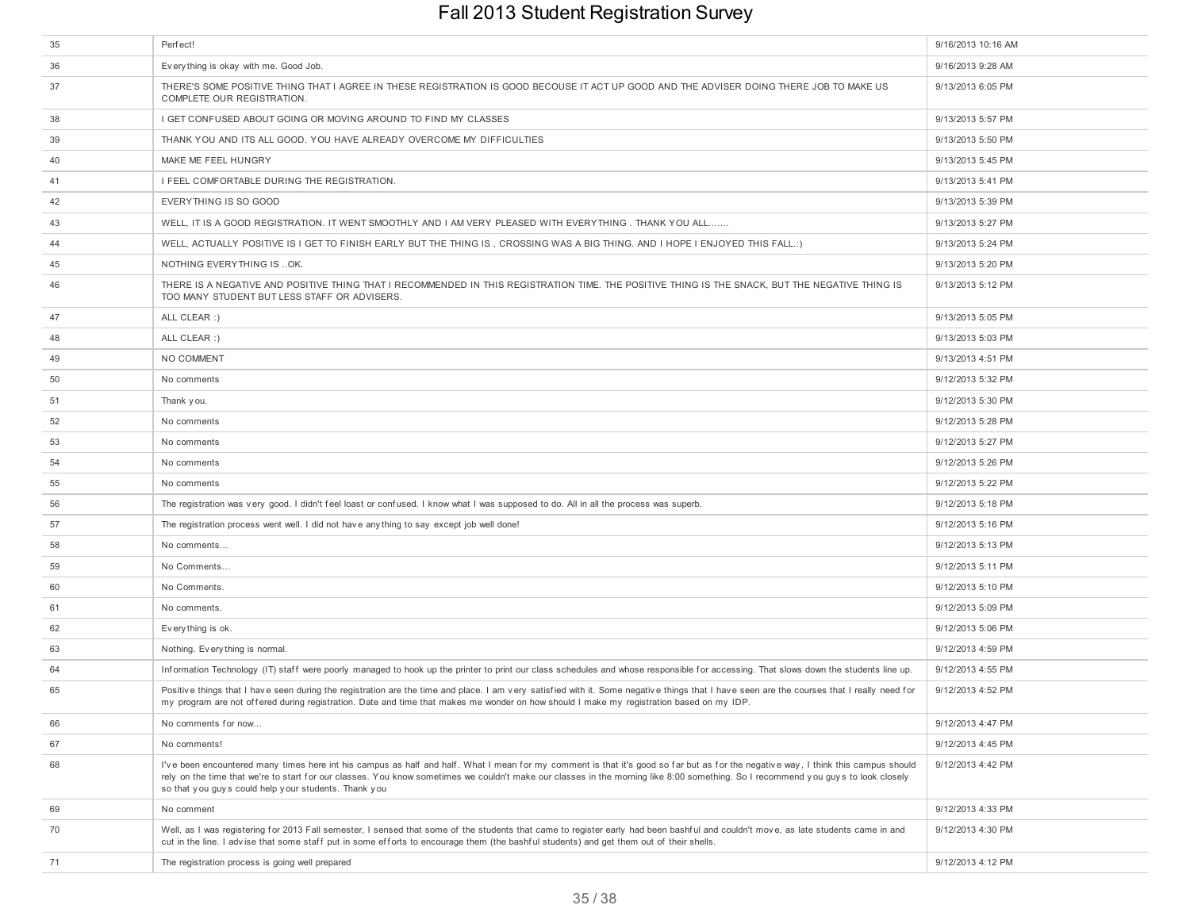| | | |
|---|---|---|
| 35 | Perfect! | 9/16/2013 10:16 AM |
| 36 | Everything is okay with me. Good Job. | 9/16/2013 9:28 AM |
| 37 | THERE'S SOME POSITIVE THING THAT I AGREE IN THESE REGISTRATION IS GOOD BECOUSE IT ACT UP GOOD AND THE ADVISER DOING THERE JOB TO MAKE US COMPLETE OUR REGISTRATION. | 9/13/2013 6:05 PM |
| 38 | I GET CONFUSED ABOUT GOING OR MOVING AROUND TO FIND MY CLASSES | 9/13/2013 5:57 PM |
| 39 | THANK YOU AND ITS ALL GOOD. YOU HAVE ALREADY OVERCOME MY DIFFICULTIES | 9/13/2013 5:50 PM |
| 40 | MAKE ME FEEL HUNGRY | 9/13/2013 5:45 PM |
| 41 | I FEEL COMFORTABLE DURING THE REGISTRATION. | 9/13/2013 5:41 PM |
| 42 | EVERYTHING IS SO GOOD | 9/13/2013 5:39 PM |
| 43 | WELL, IT IS A GOOD REGISTRATION. IT WENT SMOOTHLY AND I AM VERY PLEASED WITH EVERYTHING . THANK YOU ALL....... | 9/13/2013 5:27 PM |
| 44 | WELL, ACTUALLY POSITIVE IS I GET TO FINISH EARLY BUT THE THING IS , CROSSING WAS A BIG THING. AND I HOPE I ENJOYED THIS FALL.:) | 9/13/2013 5:24 PM |
| 45 | NOTHING EVERYTHING IS ..OK. | 9/13/2013 5:20 PM |
| 46 | THERE IS A NEGATIVE AND POSITIVE THING THAT I RECOMMENDED IN THIS REGISTRATION TIME. THE POSITIVE THING IS THE SNACK, BUT THE NEGATIVE THING IS TOO MANY STUDENT BUT LESS STAFF OR ADVISERS. | 9/13/2013 5:12 PM |
| 47 | ALL CLEAR :) | 9/13/2013 5:05 PM |
| 48 | ALL CLEAR :) | 9/13/2013 5:03 PM |
| 49 | NO COMMENT | 9/13/2013 4:51 PM |
| 50 | No comments | 9/12/2013 5:32 PM |
| 51 | Thank you. | 9/12/2013 5:30 PM |
| 52 | No comments | 9/12/2013 5:28 PM |
| 53 | No comments | 9/12/2013 5:27 PM |
| 54 | No comments | 9/12/2013 5:26 PM |
| 55 | No comments | 9/12/2013 5:22 PM |
| 56 | The registration was very good. I didn't feel loast or confused. I know what I was supposed to do. All in all the process was superb. | 9/12/2013 5:18 PM |
| 57 | The registration process went well. I did not have anything to say except job well done! | 9/12/2013 5:16 PM |
| 58 | No comments... | 9/12/2013 5:13 PM |
| 59 | No Comments... | 9/12/2013 5:11 PM |
| 60 | No Comments. | 9/12/2013 5:10 PM |
| 61 | No comments. | 9/12/2013 5:09 PM |
| 62 | Everything is ok. | 9/12/2013 5:06 PM |
| 63 | Nothing. Everything is normal. | 9/12/2013 4:59 PM |
| 64 | Information Technology (IT) staff were poorly managed to hook up the printer to print our class schedules and whose responsible for accessing. That slows down the students line up. | 9/12/2013 4:55 PM |
| 65 | Positive things that I have seen during the registration are the time and place. I am very satisfied with it. Some negative things that I have seen are the courses that I really need for my program are not offered during registration. Date and time that makes me wonder on how should I make my registration based on my IDP. | 9/12/2013 4:52 PM |
| 66 | No comments for now... | 9/12/2013 4:47 PM |
| 67 | No comments! | 9/12/2013 4:45 PM |
| 68 | I've been encountered many times here int his campus as half and half. What I mean for my comment is that it's good so far but as for the negative way, I think this campus should rely on the time that we're to start for our classes. You know sometimes we couldn't make our classes in the morning like 8:00 something. So I recommend you guys to look closely so that you guys could help your students. Thank you | 9/12/2013 4:42 PM |
| 69 | No comment | 9/12/2013 4:33 PM |
| 70 | Well, as I was registering for 2013 Fall semester, I sensed that some of the students that came to register early had been bashful and couldn't move, as late students came in and cut in the line. I advise that some staff put in some efforts to encourage them (the bashful students) and get them out of their shells. | 9/12/2013 4:30 PM |
| 71 | The registration process is going well prepared | 9/12/2013 4:12 PM |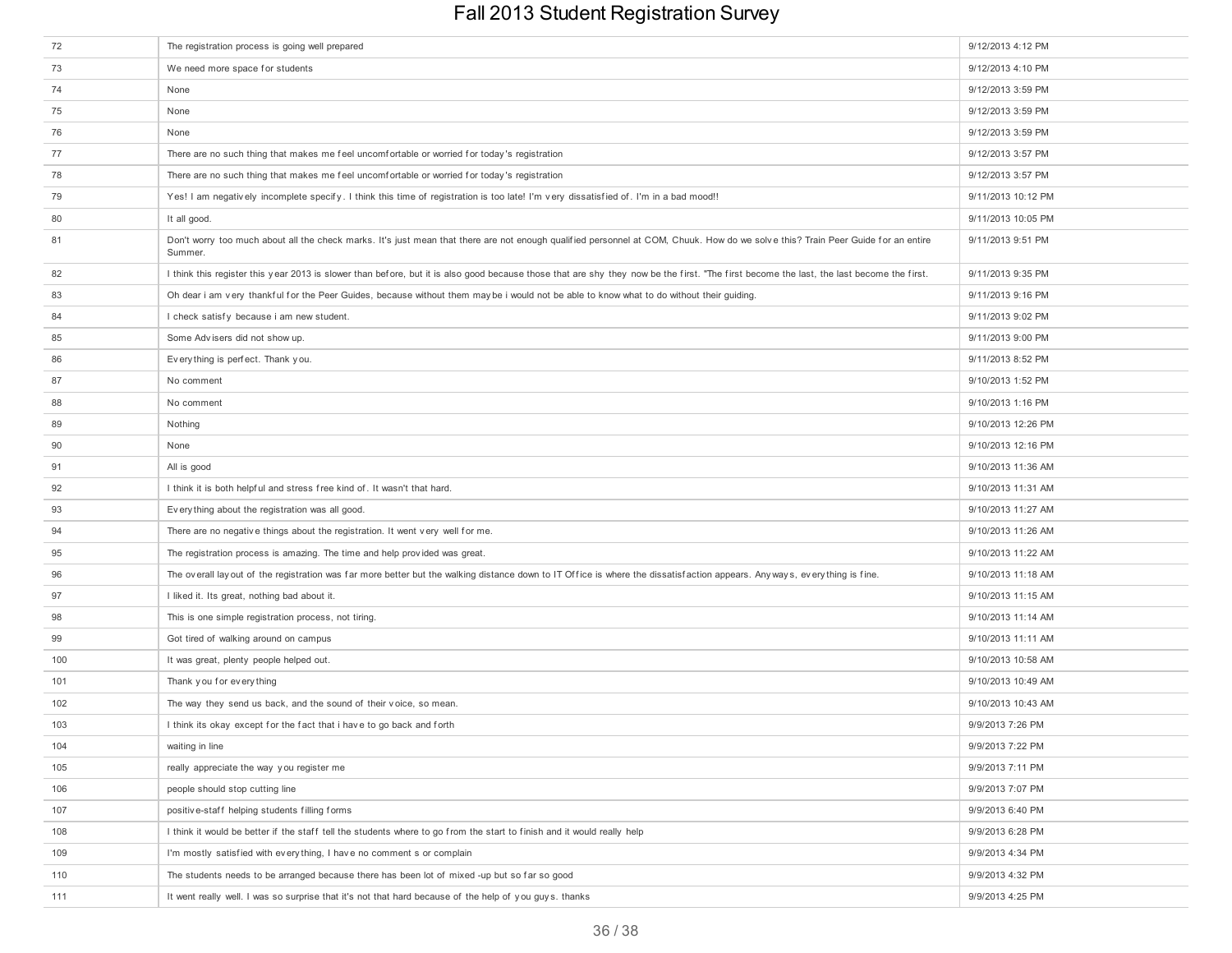# Fall 2013 Student Registration Survey

| | | |
|---|---|---|
| 72 | The registration process is going well prepared | 9/12/2013 4:12 PM |
| 73 | We need more space for students | 9/12/2013 4:10 PM |
| 74 | None | 9/12/2013 3:59 PM |
| 75 | None | 9/12/2013 3:59 PM |
| 76 | None | 9/12/2013 3:59 PM |
| 77 | There are no such thing that makes me feel uncomfortable or worried for today's registration | 9/12/2013 3:57 PM |
| 78 | There are no such thing that makes me feel uncomfortable or worried for today's registration | 9/12/2013 3:57 PM |
| 79 | Yes! I am negatively incomplete specify. I think this time of registration is too late! I'm very dissatisfied of. I'm in a bad mood!! | 9/11/2013 10:12 PM |
| 80 | It all good. | 9/11/2013 10:05 PM |
| 81 | Don't worry too much about all the check marks. It's just mean that there are not enough qualified personnel at COM, Chuuk. How do we solve this? Train Peer Guide for an entire Summer. | 9/11/2013 9:51 PM |
| 82 | I think this register this year 2013 is slower than before, but it is also good because those that are shy they now be the first. "The first become the last, the last become the first. | 9/11/2013 9:35 PM |
| 83 | Oh dear i am very thankful for the Peer Guides, because without them maybe i would not be able to know what to do without their guiding. | 9/11/2013 9:16 PM |
| 84 | I check satisfy because i am new student. | 9/11/2013 9:02 PM |
| 85 | Some Advisers did not show up. | 9/11/2013 9:00 PM |
| 86 | Everything is perfect. Thank you. | 9/11/2013 8:52 PM |
| 87 | No comment | 9/10/2013 1:52 PM |
| 88 | No comment | 9/10/2013 1:16 PM |
| 89 | Nothing | 9/10/2013 12:26 PM |
| 90 | None | 9/10/2013 12:16 PM |
| 91 | All is good | 9/10/2013 11:36 AM |
| 92 | I think it is both helpful and stress free kind of. It wasn't that hard. | 9/10/2013 11:31 AM |
| 93 | Everything about the registration was all good. | 9/10/2013 11:27 AM |
| 94 | There are no negative things about the registration. It went very well for me. | 9/10/2013 11:26 AM |
| 95 | The registration process is amazing. The time and help provided was great. | 9/10/2013 11:22 AM |
| 96 | The overall layout of the registration was far more better but the walking distance down to IT Office is where the dissatisfaction appears. Anyways, everything is fine. | 9/10/2013 11:18 AM |
| 97 | I liked it. Its great, nothing bad about it. | 9/10/2013 11:15 AM |
| 98 | This is one simple registration process, not tiring. | 9/10/2013 11:14 AM |
| 99 | Got tired of walking around on campus | 9/10/2013 11:11 AM |
| 100 | It was great, plenty people helped out. | 9/10/2013 10:58 AM |
| 101 | Thank you for everything | 9/10/2013 10:49 AM |
| 102 | The way they send us back, and the sound of their voice, so mean. | 9/10/2013 10:43 AM |
| 103 | I think its okay except for the fact that i have to go back and forth | 9/9/2013 7:26 PM |
| 104 | waiting in line | 9/9/2013 7:22 PM |
| 105 | really appreciate the way you register me | 9/9/2013 7:11 PM |
| 106 | people should stop cutting line | 9/9/2013 7:07 PM |
| 107 | positive-staff helping students filling forms | 9/9/2013 6:40 PM |
| 108 | I think it would be better if the staff tell the students where to go from the start to finish and it would really help | 9/9/2013 6:28 PM |
| 109 | I'm mostly satisfied with everything, I have no comment s or complain | 9/9/2013 4:34 PM |
| 110 | The students needs to be arranged because there has been lot of mixed -up but so far so good | 9/9/2013 4:32 PM |
| 111 | It went really well. I was so surprise that it's not that hard because of the help of you guys. thanks | 9/9/2013 4:25 PM |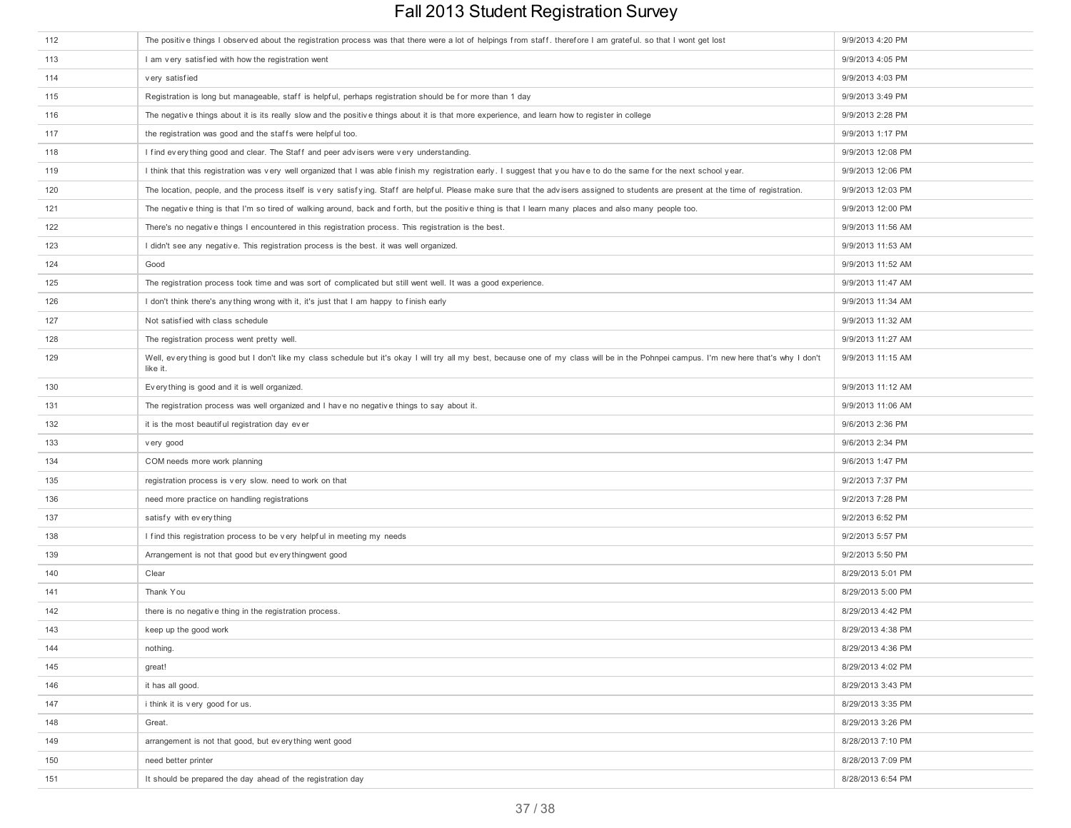# Fall 2013 Student Registration Survey

| | | |
|---|---|---|
| 112 | The positive things I observed about the registration process was that there were a lot of helpings from staff. therefore I am grateful. so that I wont get lost | 9/9/2013 4:20 PM |
| 113 | I am very satisfied with how the registration went | 9/9/2013 4:05 PM |
| 114 | very satisfied | 9/9/2013 4:03 PM |
| 115 | Registration is long but manageable, staff is helpful, perhaps registration should be for more than 1 day | 9/9/2013 3:49 PM |
| 116 | The negative things about it is its really slow and the positive things about it is that more experience, and learn how to register in college | 9/9/2013 2:28 PM |
| 117 | the registration was good and the staffs were helpful too. | 9/9/2013 1:17 PM |
| 118 | I find everything good and clear. The Staff and peer advisers were very understanding. | 9/9/2013 12:08 PM |
| 119 | I think that this registration was very well organized that I was able finish my registration early. I suggest that you have to do the same for the next school year. | 9/9/2013 12:06 PM |
| 120 | The location, people, and the process itself is very satisfying. Staff are helpful. Please make sure that the advisers assigned to students are present at the time of registration. | 9/9/2013 12:03 PM |
| 121 | The negative thing is that I'm so tired of walking around, back and forth, but the positive thing is that I learn many places and also many people too. | 9/9/2013 12:00 PM |
| 122 | There's no negative things I encountered in this registration process. This registration is the best. | 9/9/2013 11:56 AM |
| 123 | I didn't see any negative. This registration process is the best. it was well organized. | 9/9/2013 11:53 AM |
| 124 | Good | 9/9/2013 11:52 AM |
| 125 | The registration process took time and was sort of complicated but still went well. It was a good experience. | 9/9/2013 11:47 AM |
| 126 | I don't think there's anything wrong with it, it's just that I am happy to finish early | 9/9/2013 11:34 AM |
| 127 | Not satisfied with class schedule | 9/9/2013 11:32 AM |
| 128 | The registration process went pretty well. | 9/9/2013 11:27 AM |
| 129 | Well, everything is good but I don't like my class schedule but it's okay I will try all my best, because one of my class will be in the Pohnpei campus. I'm new here that's why I don't like it. | 9/9/2013 11:15 AM |
| 130 | Everything is good and it is well organized. | 9/9/2013 11:12 AM |
| 131 | The registration process was well organized and I have no negative things to say about it. | 9/9/2013 11:06 AM |
| 132 | it is the most beautiful registration day ever | 9/6/2013 2:36 PM |
| 133 | very good | 9/6/2013 2:34 PM |
| 134 | COM needs more work planning | 9/6/2013 1:47 PM |
| 135 | registration process is very slow. need to work on that | 9/2/2013 7:37 PM |
| 136 | need more practice on handling registrations | 9/2/2013 7:28 PM |
| 137 | satisfy with everything | 9/2/2013 6:52 PM |
| 138 | I find this registration process to be very helpful in meeting my needs | 9/2/2013 5:57 PM |
| 139 | Arrangement is not that good but everythingwent good | 9/2/2013 5:50 PM |
| 140 | Clear | 8/29/2013 5:01 PM |
| 141 | Thank You | 8/29/2013 5:00 PM |
| 142 | there is no negative thing in the registration process. | 8/29/2013 4:42 PM |
| 143 | keep up the good work | 8/29/2013 4:38 PM |
| 144 | nothing. | 8/29/2013 4:36 PM |
| 145 | great! | 8/29/2013 4:02 PM |
| 146 | it has all good. | 8/29/2013 3:43 PM |
| 147 | i think it is very good for us. | 8/29/2013 3:35 PM |
| 148 | Great. | 8/29/2013 3:26 PM |
| 149 | arrangement is not that good, but everything went good | 8/28/2013 7:10 PM |
| 150 | need better printer | 8/28/2013 7:09 PM |
| 151 | It should be prepared the day ahead of the registration day | 8/28/2013 6:54 PM |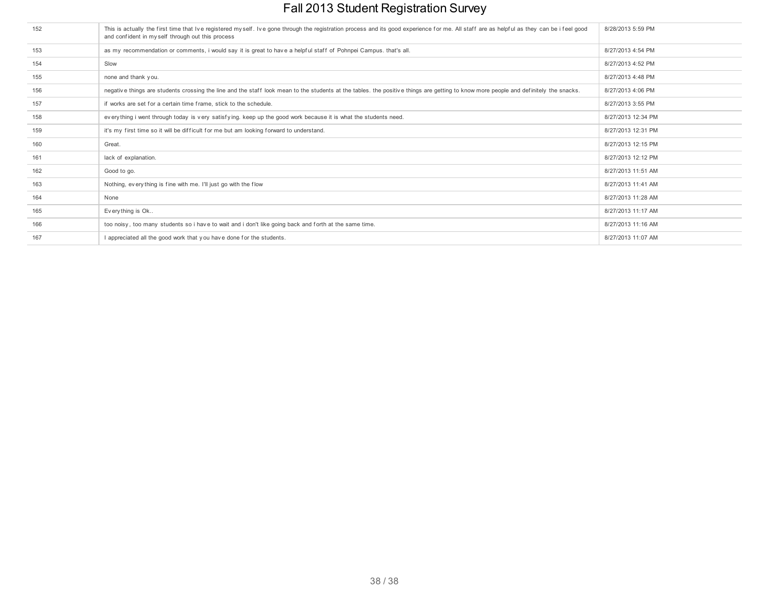# Fall 2013 Student Registration Survey

| | | |
|---|---|---|
| 152 | This is actually the first time that Ive registered myself. Ive gone through the registration process and its good experience for me. All staff are as helpful as they can be i feel good and confident in myself through out this process | 8/28/2013 5:59 PM |
| 153 | as my recommendation or comments, i would say it is great to have a helpful staff of Pohnpei Campus. that's all. | 8/27/2013 4:54 PM |
| 154 | Slow | 8/27/2013 4:52 PM |
| 155 | none and thank you. | 8/27/2013 4:48 PM |
| 156 | negative things are students crossing the line and the staff look mean to the students at the tables. the positive things are getting to know more people and definitely the snacks. | 8/27/2013 4:06 PM |
| 157 | if works are set for a certain time frame, stick to the schedule. | 8/27/2013 3:55 PM |
| 158 | everything i went through today is very satisfying. keep up the good work because it is what the students need. | 8/27/2013 12:34 PM |
| 159 | it's my first time so it will be difficult for me but am looking forward to understand. | 8/27/2013 12:31 PM |
| 160 | Great. | 8/27/2013 12:15 PM |
| 161 | lack of explanation. | 8/27/2013 12:12 PM |
| 162 | Good to go. | 8/27/2013 11:51 AM |
| 163 | Nothing, everything is fine with me. I'll just go with the flow | 8/27/2013 11:41 AM |
| 164 | None | 8/27/2013 11:28 AM |
| 165 | Everything is Ok.. | 8/27/2013 11:17 AM |
| 166 | too noisy, too many students so i have to wait and i don't like going back and forth at the same time. | 8/27/2013 11:16 AM |
| 167 | I appreciated all the good work that you have done for the students. | 8/27/2013 11:07 AM |